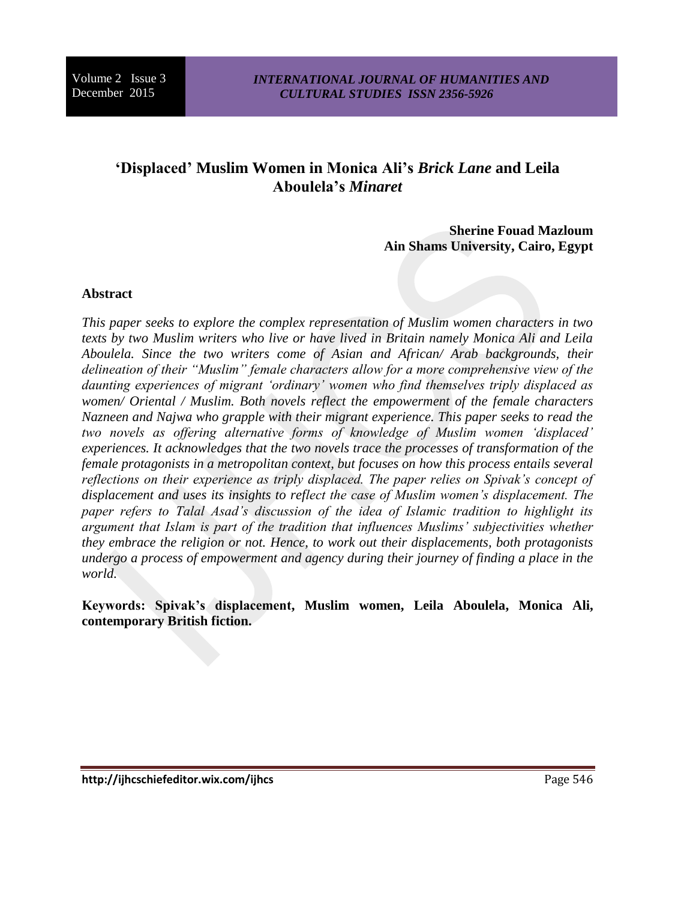# 'Displaced' Muslim Women in Monica Ali's *Brick Lane* and Leila Aboulela's *Minaret*

**Sherine Fouad Mazloum**
**Ain Shams University, Cairo, Egypt**

## Abstract

*This paper seeks to explore the complex representation of Muslim women characters in two texts by two Muslim writers who live or have lived in Britain namely Monica Ali and Leila Aboulela. Since the two writers come of Asian and African/ Arab backgrounds, their delineation of their "Muslim" female characters allow for a more comprehensive view of the daunting experiences of migrant 'ordinary' women who find themselves triply displaced as women/ Oriental / Muslim. Both novels reflect the empowerment of the female characters Nazneen and Najwa who grapple with their migrant experience. This paper seeks to read the two novels as offering alternative forms of knowledge of Muslim women 'displaced' experiences. It acknowledges that the two novels trace the processes of transformation of the female protagonists in a metropolitan context, but focuses on how this process entails several reflections on their experience as triply displaced. The paper relies on Spivak's concept of displacement and uses its insights to reflect the case of Muslim women's displacement. The paper refers to Talal Asad's discussion of the idea of Islamic tradition to highlight its argument that Islam is part of the tradition that influences Muslims' subjectivities whether they embrace the religion or not. Hence, to work out their displacements, both protagonists undergo a process of empowerment and agency during their journey of finding a place in the world.*

**Keywords: Spivak's displacement, Muslim women, Leila Aboulela, Monica Ali, contemporary British fiction.**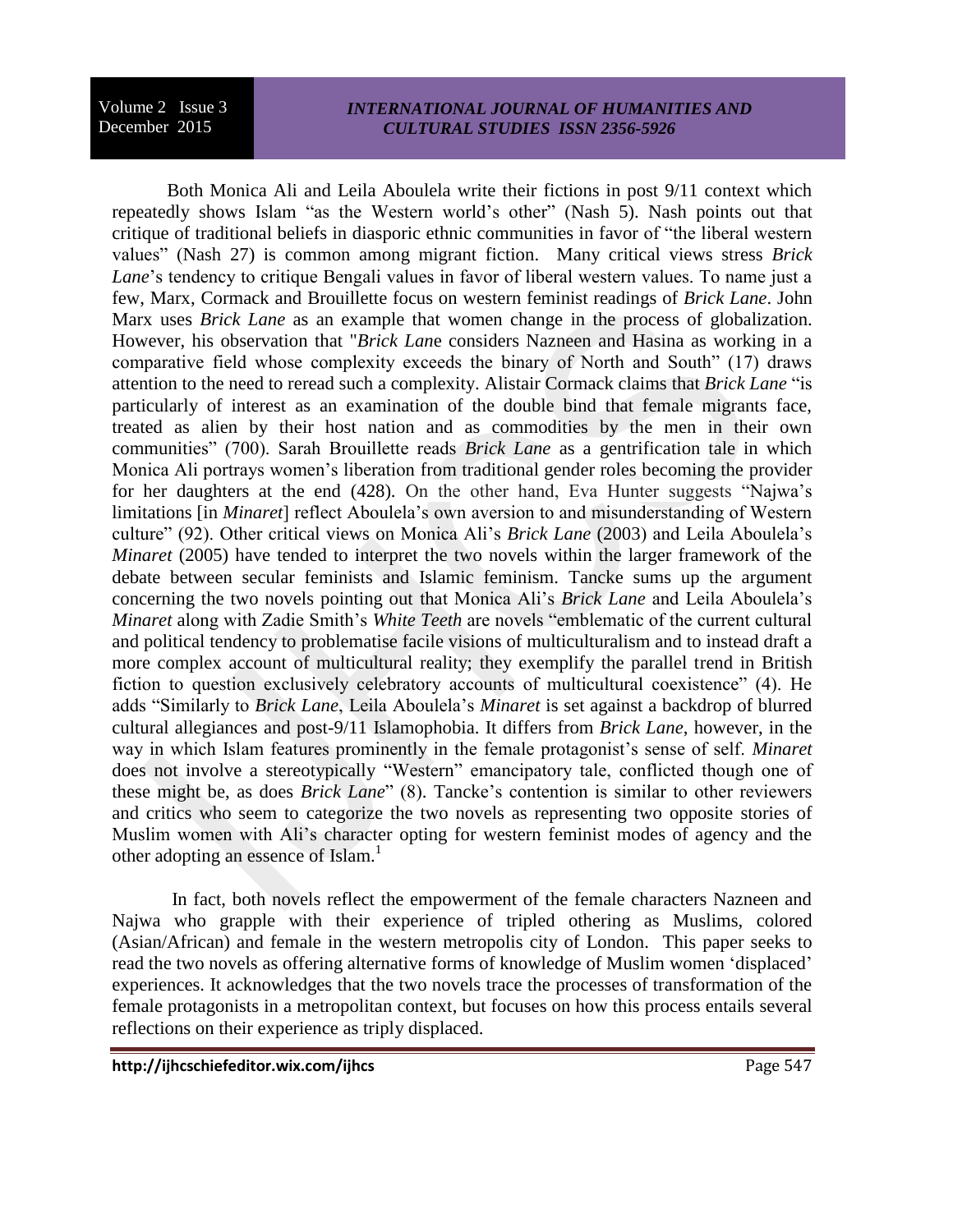Both Monica Ali and Leila Aboulela write their fictions in post 9/11 context which repeatedly shows Islam "as the Western world's other" (Nash 5). Nash points out that critique of traditional beliefs in diasporic ethnic communities in favor of "the liberal western values" (Nash 27) is common among migrant fiction. Many critical views stress *Brick Lane*'s tendency to critique Bengali values in favor of liberal western values. To name just a few, Marx, Cormack and Brouillette focus on western feminist readings of *Brick Lane*. John Marx uses *Brick Lane* as an example that women change in the process of globalization. However, his observation that "*Brick Lane* considers Nazneen and Hasina as working in a comparative field whose complexity exceeds the binary of North and South" (17) draws attention to the need to reread such a complexity. Alistair Cormack claims that *Brick Lane* "is particularly of interest as an examination of the double bind that female migrants face, treated as alien by their host nation and as commodities by the men in their own communities" (700). Sarah Brouillette reads *Brick Lane* as a gentrification tale in which Monica Ali portrays women's liberation from traditional gender roles becoming the provider for her daughters at the end (428). On the other hand, Eva Hunter suggests "Najwa's limitations [in *Minaret*] reflect Aboulela's own aversion to and misunderstanding of Western culture" (92). Other critical views on Monica Ali's *Brick Lane* (2003) and Leila Aboulela's *Minaret* (2005) have tended to interpret the two novels within the larger framework of the debate between secular feminists and Islamic feminism. Tancke sums up the argument concerning the two novels pointing out that Monica Ali's *Brick Lane* and Leila Aboulela's *Minaret* along with Zadie Smith's *White Teeth* are novels "emblematic of the current cultural and political tendency to problematise facile visions of multiculturalism and to instead draft a more complex account of multicultural reality; they exemplify the parallel trend in British fiction to question exclusively celebratory accounts of multicultural coexistence" (4). He adds "Similarly to *Brick Lane*, Leila Aboulela's *Minaret* is set against a backdrop of blurred cultural allegiances and post-9/11 Islamophobia. It differs from *Brick Lane*, however, in the way in which Islam features prominently in the female protagonist's sense of self. *Minaret* does not involve a stereotypically "Western" emancipatory tale, conflicted though one of these might be, as does *Brick Lane*" (8). Tancke's contention is similar to other reviewers and critics who seem to categorize the two novels as representing two opposite stories of Muslim women with Ali's character opting for western feminist modes of agency and the other adopting an essence of Islam.[1]

In fact, both novels reflect the empowerment of the female characters Nazneen and Najwa who grapple with their experience of tripled othering as Muslims, colored (Asian/African) and female in the western metropolis city of London. This paper seeks to read the two novels as offering alternative forms of knowledge of Muslim women 'displaced' experiences. It acknowledges that the two novels trace the processes of transformation of the female protagonists in a metropolitan context, but focuses on how this process entails several reflections on their experience as triply displaced.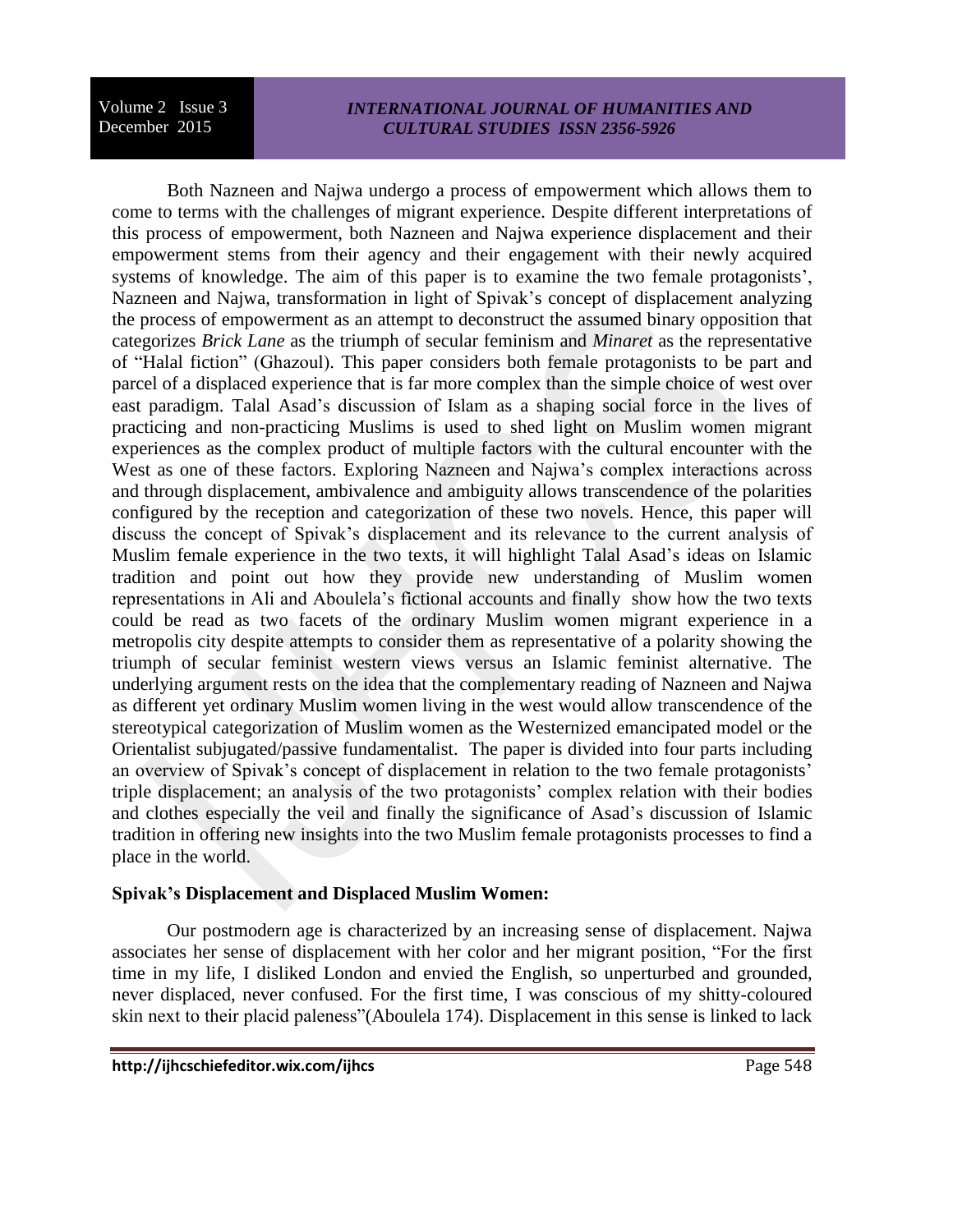Both Nazneen and Najwa undergo a process of empowerment which allows them to come to terms with the challenges of migrant experience. Despite different interpretations of this process of empowerment, both Nazneen and Najwa experience displacement and their empowerment stems from their agency and their engagement with their newly acquired systems of knowledge. The aim of this paper is to examine the two female protagonists', Nazneen and Najwa, transformation in light of Spivak's concept of displacement analyzing the process of empowerment as an attempt to deconstruct the assumed binary opposition that categorizes *Brick Lane* as the triumph of secular feminism and *Minaret* as the representative of "Halal fiction" (Ghazoul). This paper considers both female protagonists to be part and parcel of a displaced experience that is far more complex than the simple choice of west over east paradigm. Talal Asad's discussion of Islam as a shaping social force in the lives of practicing and non-practicing Muslims is used to shed light on Muslim women migrant experiences as the complex product of multiple factors with the cultural encounter with the West as one of these factors. Exploring Nazneen and Najwa's complex interactions across and through displacement, ambivalence and ambiguity allows transcendence of the polarities configured by the reception and categorization of these two novels. Hence, this paper will discuss the concept of Spivak's displacement and its relevance to the current analysis of Muslim female experience in the two texts, it will highlight Talal Asad's ideas on Islamic tradition and point out how they provide new understanding of Muslim women representations in Ali and Aboulela's fictional accounts and finally show how the two texts could be read as two facets of the ordinary Muslim women migrant experience in a metropolis city despite attempts to consider them as representative of a polarity showing the triumph of secular feminist western views versus an Islamic feminist alternative. The underlying argument rests on the idea that the complementary reading of Nazneen and Najwa as different yet ordinary Muslim women living in the west would allow transcendence of the stereotypical categorization of Muslim women as the Westernized emancipated model or the Orientalist subjugated/passive fundamentalist. The paper is divided into four parts including an overview of Spivak's concept of displacement in relation to the two female protagonists' triple displacement; an analysis of the two protagonists' complex relation with their bodies and clothes especially the veil and finally the significance of Asad's discussion of Islamic tradition in offering new insights into the two Muslim female protagonists processes to find a place in the world.

**Spivak's Displacement and Displaced Muslim Women:**

Our postmodern age is characterized by an increasing sense of displacement. Najwa associates her sense of displacement with her color and her migrant position, "For the first time in my life, I disliked London and envied the English, so unperturbed and grounded, never displaced, never confused. For the first time, I was conscious of my shitty-coloured skin next to their placid paleness"(Aboulela 174). Displacement in this sense is linked to lack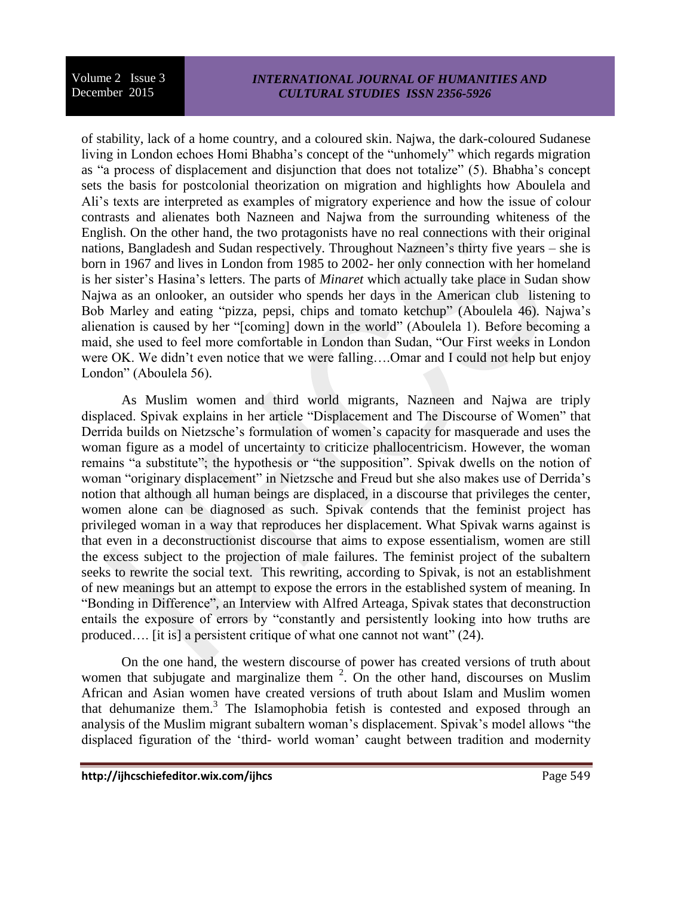of stability, lack of a home country, and a coloured skin. Najwa, the dark-coloured Sudanese living in London echoes Homi Bhabha's concept of the "unhomely" which regards migration as "a process of displacement and disjunction that does not totalize" (5). Bhabha's concept sets the basis for postcolonial theorization on migration and highlights how Aboulela and Ali's texts are interpreted as examples of migratory experience and how the issue of colour contrasts and alienates both Nazneen and Najwa from the surrounding whiteness of the English. On the other hand, the two protagonists have no real connections with their original nations, Bangladesh and Sudan respectively. Throughout Nazneen's thirty five years – she is born in 1967 and lives in London from 1985 to 2002- her only connection with her homeland is her sister's Hasina's letters. The parts of *Minaret* which actually take place in Sudan show Najwa as an onlooker, an outsider who spends her days in the American club listening to Bob Marley and eating "pizza, pepsi, chips and tomato ketchup" (Aboulela 46). Najwa's alienation is caused by her "[coming] down in the world" (Aboulela 1). Before becoming a maid, she used to feel more comfortable in London than Sudan, "Our First weeks in London were OK. We didn't even notice that we were falling….Omar and I could not help but enjoy London" (Aboulela 56).

As Muslim women and third world migrants, Nazneen and Najwa are triply displaced. Spivak explains in her article "Displacement and The Discourse of Women" that Derrida builds on Nietzsche's formulation of women's capacity for masquerade and uses the woman figure as a model of uncertainty to criticize phallocentricism. However, the woman remains "a substitute"; the hypothesis or "the supposition". Spivak dwells on the notion of woman "originary displacement" in Nietzsche and Freud but she also makes use of Derrida's notion that although all human beings are displaced, in a discourse that privileges the center, women alone can be diagnosed as such. Spivak contends that the feminist project has privileged woman in a way that reproduces her displacement. What Spivak warns against is that even in a deconstructionist discourse that aims to expose essentialism, women are still the excess subject to the projection of male failures. The feminist project of the subaltern seeks to rewrite the social text. This rewriting, according to Spivak, is not an establishment of new meanings but an attempt to expose the errors in the established system of meaning. In "Bonding in Difference", an Interview with Alfred Arteaga, Spivak states that deconstruction entails the exposure of errors by "constantly and persistently looking into how truths are produced…. [it is] a persistent critique of what one cannot not want" (24).

On the one hand, the western discourse of power has created versions of truth about women that subjugate and marginalize them [2]. On the other hand, discourses on Muslim African and Asian women have created versions of truth about Islam and Muslim women that dehumanize them.[3] The Islamophobia fetish is contested and exposed through an analysis of the Muslim migrant subaltern woman's displacement. Spivak's model allows "the displaced figuration of the 'third- world woman' caught between tradition and modernity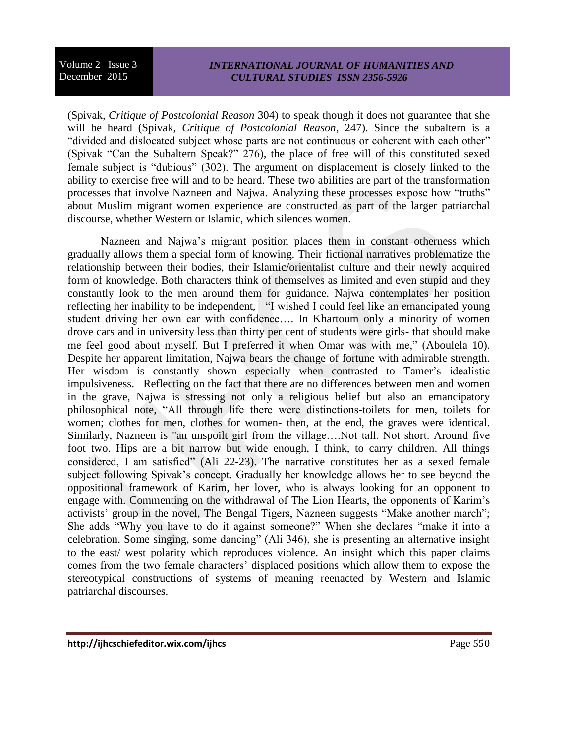(Spivak, *Critique of Postcolonial Reason* 304) to speak though it does not guarantee that she will be heard (Spivak, *Critique of Postcolonial Reason*, 247). Since the subaltern is a "divided and dislocated subject whose parts are not continuous or coherent with each other" (Spivak "Can the Subaltern Speak?" 276), the place of free will of this constituted sexed female subject is "dubious" (302). The argument on displacement is closely linked to the ability to exercise free will and to be heard. These two abilities are part of the transformation processes that involve Nazneen and Najwa. Analyzing these processes expose how "truths" about Muslim migrant women experience are constructed as part of the larger patriarchal discourse, whether Western or Islamic, which silences women.

Nazneen and Najwa's migrant position places them in constant otherness which gradually allows them a special form of knowing. Their fictional narratives problematize the relationship between their bodies, their Islamic/orientalist culture and their newly acquired form of knowledge. Both characters think of themselves as limited and even stupid and they constantly look to the men around them for guidance. Najwa contemplates her position reflecting her inability to be independent, "I wished I could feel like an emancipated young student driving her own car with confidence…. In Khartoum only a minority of women drove cars and in university less than thirty per cent of students were girls- that should make me feel good about myself. But I preferred it when Omar was with me," (Aboulela 10). Despite her apparent limitation, Najwa bears the change of fortune with admirable strength. Her wisdom is constantly shown especially when contrasted to Tamer's idealistic impulsiveness. Reflecting on the fact that there are no differences between men and women in the grave, Najwa is stressing not only a religious belief but also an emancipatory philosophical note, "All through life there were distinctions-toilets for men, toilets for women; clothes for men, clothes for women- then, at the end, the graves were identical. Similarly, Nazneen is "an unspoilt girl from the village….Not tall. Not short. Around five foot two. Hips are a bit narrow but wide enough, I think, to carry children. All things considered, I am satisfied" (Ali 22-23). The narrative constitutes her as a sexed female subject following Spivak's concept. Gradually her knowledge allows her to see beyond the oppositional framework of Karim, her lover, who is always looking for an opponent to engage with. Commenting on the withdrawal of The Lion Hearts, the opponents of Karim's activists' group in the novel, The Bengal Tigers, Nazneen suggests "Make another march"; She adds "Why you have to do it against someone?" When she declares "make it into a celebration. Some singing, some dancing" (Ali 346), she is presenting an alternative insight to the east/ west polarity which reproduces violence. An insight which this paper claims comes from the two female characters' displaced positions which allow them to expose the stereotypical constructions of systems of meaning reenacted by Western and Islamic patriarchal discourses.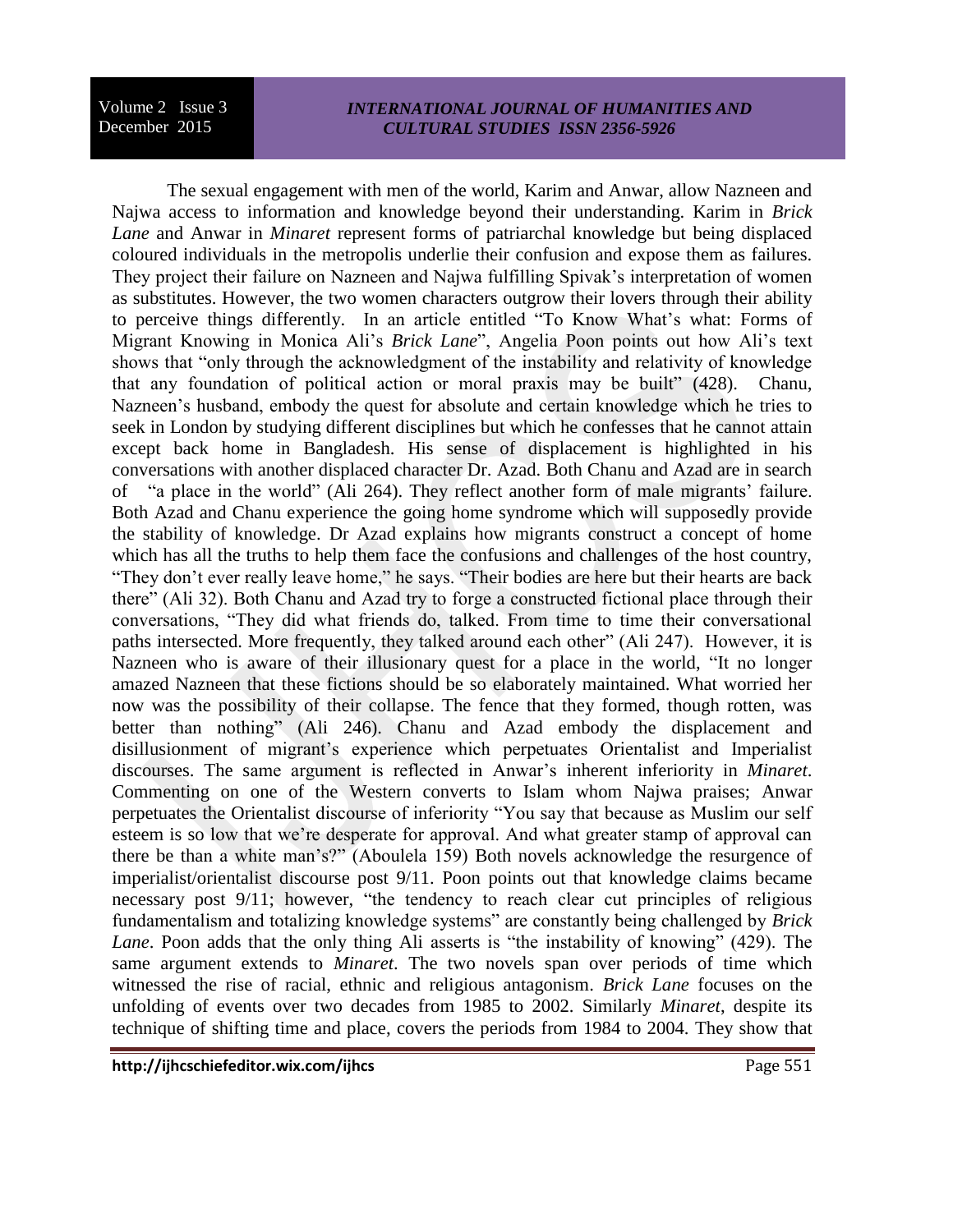The sexual engagement with men of the world, Karim and Anwar, allow Nazneen and Najwa access to information and knowledge beyond their understanding. Karim in *Brick Lane* and Anwar in *Minaret* represent forms of patriarchal knowledge but being displaced coloured individuals in the metropolis underlie their confusion and expose them as failures. They project their failure on Nazneen and Najwa fulfilling Spivak's interpretation of women as substitutes. However, the two women characters outgrow their lovers through their ability to perceive things differently. In an article entitled "To Know What's what: Forms of Migrant Knowing in Monica Ali's *Brick Lane*", Angelia Poon points out how Ali's text shows that "only through the acknowledgment of the instability and relativity of knowledge that any foundation of political action or moral praxis may be built" (428). Chanu, Nazneen's husband, embody the quest for absolute and certain knowledge which he tries to seek in London by studying different disciplines but which he confesses that he cannot attain except back home in Bangladesh. His sense of displacement is highlighted in his conversations with another displaced character Dr. Azad. Both Chanu and Azad are in search of "a place in the world" (Ali 264). They reflect another form of male migrants' failure. Both Azad and Chanu experience the going home syndrome which will supposedly provide the stability of knowledge. Dr Azad explains how migrants construct a concept of home which has all the truths to help them face the confusions and challenges of the host country, "They don't ever really leave home," he says. "Their bodies are here but their hearts are back there" (Ali 32). Both Chanu and Azad try to forge a constructed fictional place through their conversations, "They did what friends do, talked. From time to time their conversational paths intersected. More frequently, they talked around each other" (Ali 247). However, it is Nazneen who is aware of their illusionary quest for a place in the world, "It no longer amazed Nazneen that these fictions should be so elaborately maintained. What worried her now was the possibility of their collapse. The fence that they formed, though rotten, was better than nothing" (Ali 246). Chanu and Azad embody the displacement and disillusionment of migrant's experience which perpetuates Orientalist and Imperialist discourses. The same argument is reflected in Anwar's inherent inferiority in *Minaret*. Commenting on one of the Western converts to Islam whom Najwa praises; Anwar perpetuates the Orientalist discourse of inferiority "You say that because as Muslim our self esteem is so low that we're desperate for approval. And what greater stamp of approval can there be than a white man's?" (Aboulela 159) Both novels acknowledge the resurgence of imperialist/orientalist discourse post 9/11. Poon points out that knowledge claims became necessary post 9/11; however, "the tendency to reach clear cut principles of religious fundamentalism and totalizing knowledge systems" are constantly being challenged by *Brick Lane*. Poon adds that the only thing Ali asserts is "the instability of knowing" (429). The same argument extends to *Minaret*. The two novels span over periods of time which witnessed the rise of racial, ethnic and religious antagonism. *Brick Lane* focuses on the unfolding of events over two decades from 1985 to 2002. Similarly *Minaret*, despite its technique of shifting time and place, covers the periods from 1984 to 2004. They show that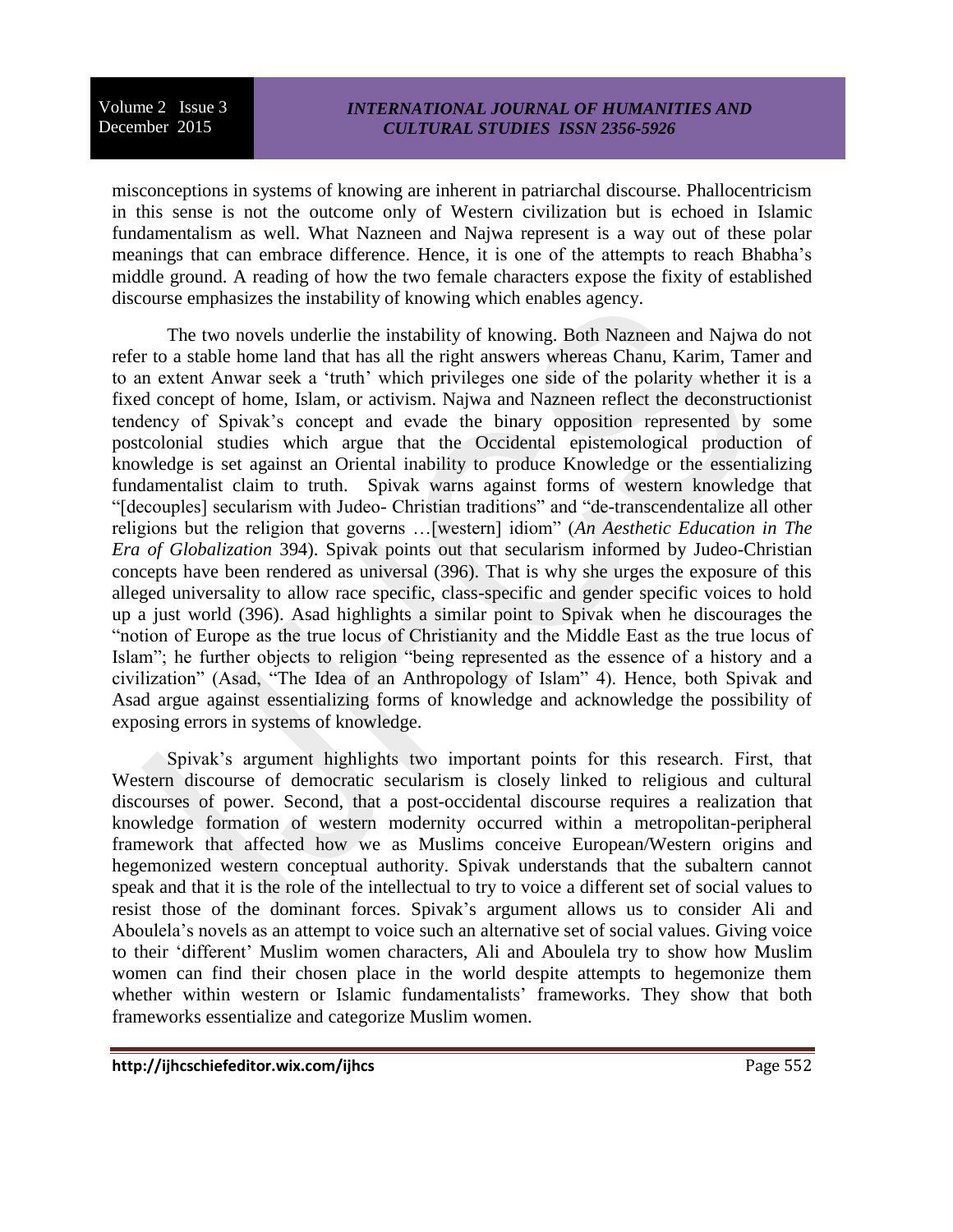misconceptions in systems of knowing are inherent in patriarchal discourse. Phallocentricism in this sense is not the outcome only of Western civilization but is echoed in Islamic fundamentalism as well. What Nazneen and Najwa represent is a way out of these polar meanings that can embrace difference. Hence, it is one of the attempts to reach Bhabha's middle ground. A reading of how the two female characters expose the fixity of established discourse emphasizes the instability of knowing which enables agency.

The two novels underlie the instability of knowing. Both Nazneen and Najwa do not refer to a stable home land that has all the right answers whereas Chanu, Karim, Tamer and to an extent Anwar seek a 'truth' which privileges one side of the polarity whether it is a fixed concept of home, Islam, or activism. Najwa and Nazneen reflect the deconstructionist tendency of Spivak's concept and evade the binary opposition represented by some postcolonial studies which argue that the Occidental epistemological production of knowledge is set against an Oriental inability to produce Knowledge or the essentializing fundamentalist claim to truth. Spivak warns against forms of western knowledge that "[decouples] secularism with Judeo- Christian traditions" and "de-transcendentalize all other religions but the religion that governs …[western] idiom" (*An Aesthetic Education in The Era of Globalization* 394). Spivak points out that secularism informed by Judeo-Christian concepts have been rendered as universal (396). That is why she urges the exposure of this alleged universality to allow race specific, class-specific and gender specific voices to hold up a just world (396). Asad highlights a similar point to Spivak when he discourages the "notion of Europe as the true locus of Christianity and the Middle East as the true locus of Islam"; he further objects to religion "being represented as the essence of a history and a civilization" (Asad, "The Idea of an Anthropology of Islam" 4). Hence, both Spivak and Asad argue against essentializing forms of knowledge and acknowledge the possibility of exposing errors in systems of knowledge.

Spivak's argument highlights two important points for this research. First, that Western discourse of democratic secularism is closely linked to religious and cultural discourses of power. Second, that a post-occidental discourse requires a realization that knowledge formation of western modernity occurred within a metropolitan-peripheral framework that affected how we as Muslims conceive European/Western origins and hegemonized western conceptual authority. Spivak understands that the subaltern cannot speak and that it is the role of the intellectual to try to voice a different set of social values to resist those of the dominant forces. Spivak's argument allows us to consider Ali and Aboulela's novels as an attempt to voice such an alternative set of social values. Giving voice to their 'different' Muslim women characters, Ali and Aboulela try to show how Muslim women can find their chosen place in the world despite attempts to hegemonize them whether within western or Islamic fundamentalists' frameworks. They show that both frameworks essentialize and categorize Muslim women.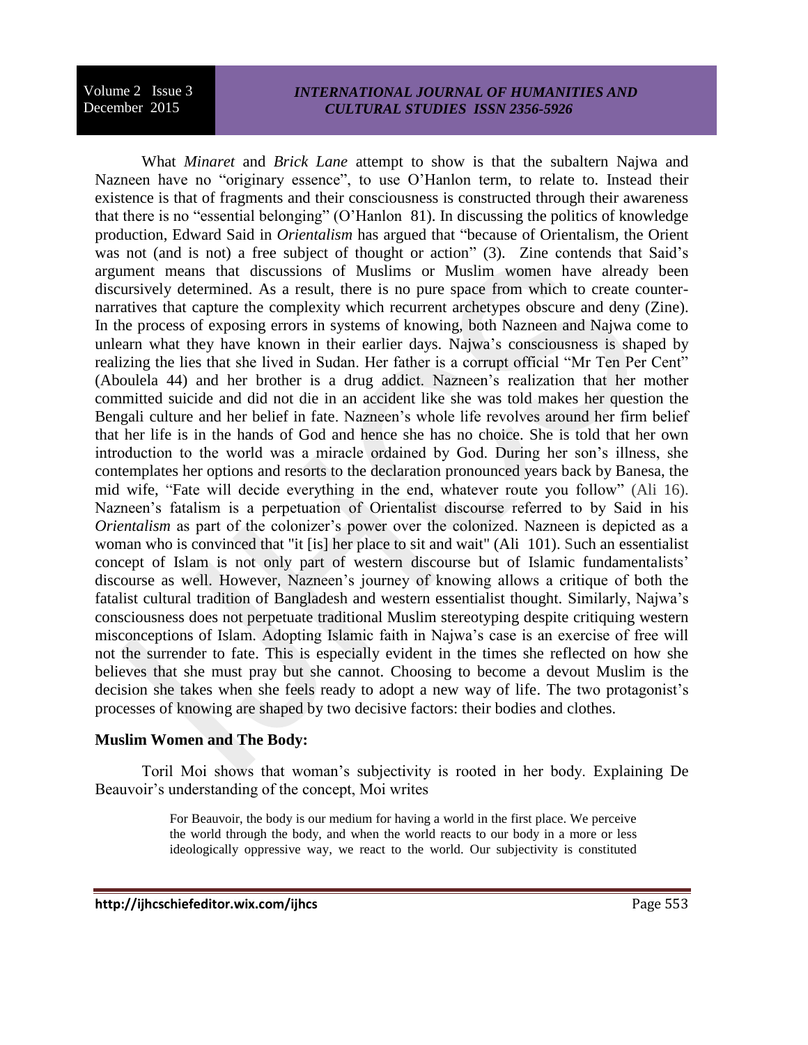What *Minaret* and *Brick Lane* attempt to show is that the subaltern Najwa and Nazneen have no “originary essence”, to use O’Hanlon term, to relate to. Instead their existence is that of fragments and their consciousness is constructed through their awareness that there is no “essential belonging” (O’Hanlon 81). In discussing the politics of knowledge production, Edward Said in *Orientalism* has argued that “because of Orientalism, the Orient was not (and is not) a free subject of thought or action” (3). Zine contends that Said’s argument means that discussions of Muslims or Muslim women have already been discursively determined. As a result, there is no pure space from which to create counter-narratives that capture the complexity which recurrent archetypes obscure and deny (Zine). In the process of exposing errors in systems of knowing, both Nazneen and Najwa come to unlearn what they have known in their earlier days. Najwa’s consciousness is shaped by realizing the lies that she lived in Sudan. Her father is a corrupt official “Mr Ten Per Cent” (Aboulela 44) and her brother is a drug addict. Nazneen’s realization that her mother committed suicide and did not die in an accident like she was told makes her question the Bengali culture and her belief in fate. Nazneen’s whole life revolves around her firm belief that her life is in the hands of God and hence she has no choice. She is told that her own introduction to the world was a miracle ordained by God. During her son’s illness, she contemplates her options and resorts to the declaration pronounced years back by Banesa, the mid wife, “Fate will decide everything in the end, whatever route you follow” (Ali 16). Nazneen’s fatalism is a perpetuation of Orientalist discourse referred to by Said in his *Orientalism* as part of the colonizer’s power over the colonized. Nazneen is depicted as a woman who is convinced that "it [is] her place to sit and wait" (Ali 101). Such an essentialist concept of Islam is not only part of western discourse but of Islamic fundamentalists’ discourse as well. However, Nazneen’s journey of knowing allows a critique of both the fatalist cultural tradition of Bangladesh and western essentialist thought. Similarly, Najwa’s consciousness does not perpetuate traditional Muslim stereotyping despite critiquing western misconceptions of Islam. Adopting Islamic faith in Najwa’s case is an exercise of free will not the surrender to fate. This is especially evident in the times she reflected on how she believes that she must pray but she cannot. Choosing to become a devout Muslim is the decision she takes when she feels ready to adopt a new way of life. The two protagonist’s processes of knowing are shaped by two decisive factors: their bodies and clothes.

**Muslim Women and The Body:**

Toril Moi shows that woman’s subjectivity is rooted in her body. Explaining De Beauvoir’s understanding of the concept, Moi writes

> For Beauvoir, the body is our medium for having a world in the first place. We perceive the world through the body, and when the world reacts to our body in a more or less ideologically oppressive way, we react to the world. Our subjectivity is constituted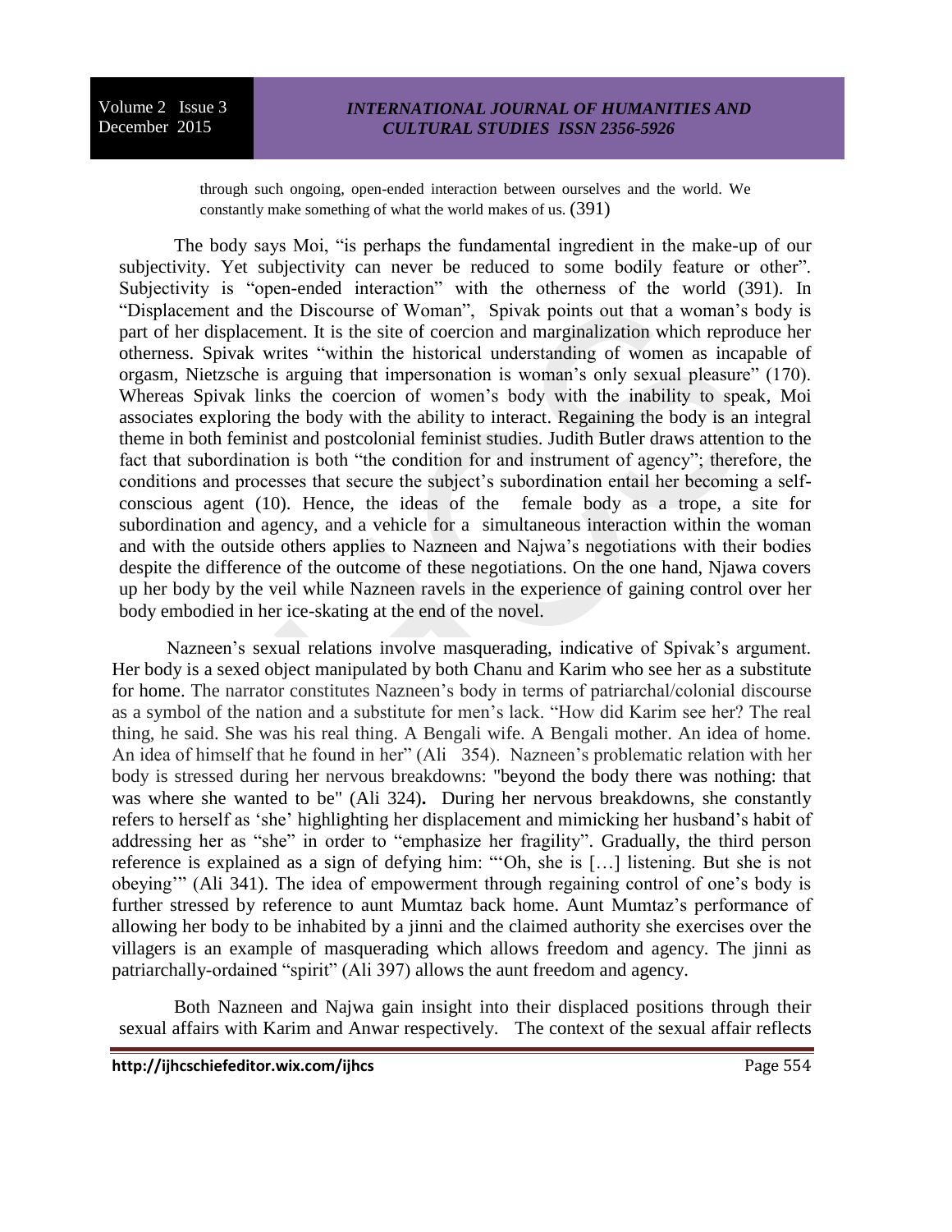through such ongoing, open-ended interaction between ourselves and the world. We constantly make something of what the world makes of us. (391)

The body says Moi, "is perhaps the fundamental ingredient in the make-up of our subjectivity. Yet subjectivity can never be reduced to some bodily feature or other". Subjectivity is "open-ended interaction" with the otherness of the world (391). In "Displacement and the Discourse of Woman", Spivak points out that a woman's body is part of her displacement. It is the site of coercion and marginalization which reproduce her otherness. Spivak writes "within the historical understanding of women as incapable of orgasm, Nietzsche is arguing that impersonation is woman's only sexual pleasure" (170). Whereas Spivak links the coercion of women's body with the inability to speak, Moi associates exploring the body with the ability to interact. Regaining the body is an integral theme in both feminist and postcolonial feminist studies. Judith Butler draws attention to the fact that subordination is both "the condition for and instrument of agency"; therefore, the conditions and processes that secure the subject's subordination entail her becoming a self-conscious agent (10). Hence, the ideas of the female body as a trope, a site for subordination and agency, and a vehicle for a simultaneous interaction within the woman and with the outside others applies to Nazneen and Najwa's negotiations with their bodies despite the difference of the outcome of these negotiations. On the one hand, Njawa covers up her body by the veil while Nazneen ravels in the experience of gaining control over her body embodied in her ice-skating at the end of the novel.

Nazneen's sexual relations involve masquerading, indicative of Spivak's argument. Her body is a sexed object manipulated by both Chanu and Karim who see her as a substitute for home. The narrator constitutes Nazneen's body in terms of patriarchal/colonial discourse as a symbol of the nation and a substitute for men's lack. "How did Karim see her? The real thing, he said. She was his real thing. A Bengali wife. A Bengali mother. An idea of home. An idea of himself that he found in her" (Ali 354). Nazneen's problematic relation with her body is stressed during her nervous breakdowns: "beyond the body there was nothing: that was where she wanted to be" (Ali 324). During her nervous breakdowns, she constantly refers to herself as 'she' highlighting her displacement and mimicking her husband's habit of addressing her as "she" in order to "emphasize her fragility". Gradually, the third person reference is explained as a sign of defying him: "'Oh, she is […] listening. But she is not obeying'" (Ali 341). The idea of empowerment through regaining control of one's body is further stressed by reference to aunt Mumtaz back home. Aunt Mumtaz's performance of allowing her body to be inhabited by a jinni and the claimed authority she exercises over the villagers is an example of masquerading which allows freedom and agency. The jinni as patriarchally-ordained "spirit" (Ali 397) allows the aunt freedom and agency.

Both Nazneen and Najwa gain insight into their displaced positions through their sexual affairs with Karim and Anwar respectively. The context of the sexual affair reflects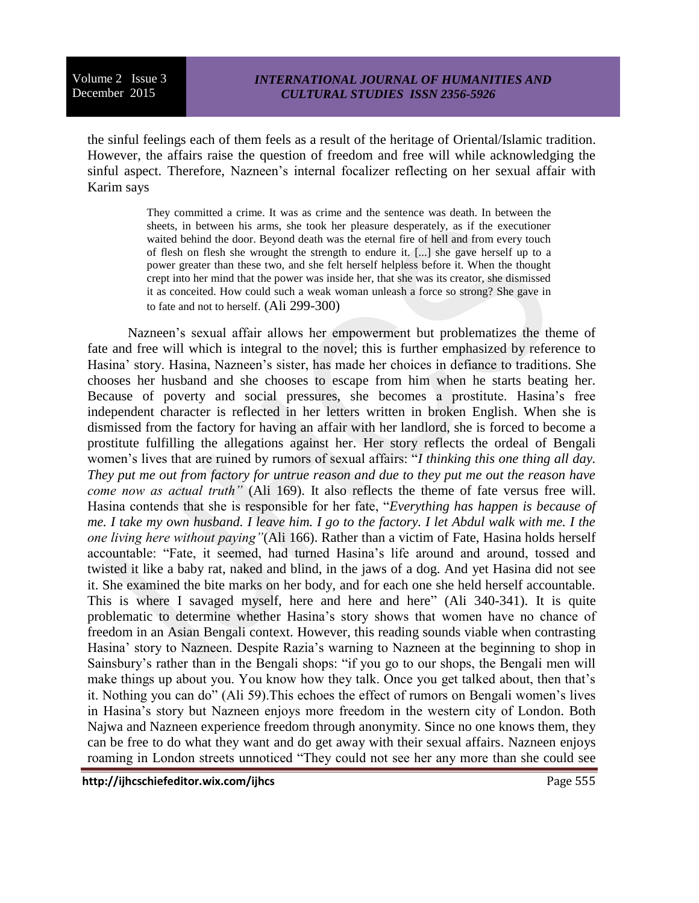the sinful feelings each of them feels as a result of the heritage of Oriental/Islamic tradition. However, the affairs raise the question of freedom and free will while acknowledging the sinful aspect. Therefore, Nazneen's internal focalizer reflecting on her sexual affair with Karim says

> They committed a crime. It was as crime and the sentence was death. In between the sheets, in between his arms, she took her pleasure desperately, as if the executioner waited behind the door. Beyond death was the eternal fire of hell and from every touch of flesh on flesh she wrought the strength to endure it. [...] she gave herself up to a power greater than these two, and she felt herself helpless before it. When the thought crept into her mind that the power was inside her, that she was its creator, she dismissed it as conceited. How could such a weak woman unleash a force so strong? She gave in to fate and not to herself. (Ali 299-300)

Nazneen's sexual affair allows her empowerment but problematizes the theme of fate and free will which is integral to the novel; this is further emphasized by reference to Hasina' story. Hasina, Nazneen's sister, has made her choices in defiance to traditions. She chooses her husband and she chooses to escape from him when he starts beating her. Because of poverty and social pressures, she becomes a prostitute. Hasina's free independent character is reflected in her letters written in broken English. When she is dismissed from the factory for having an affair with her landlord, she is forced to become a prostitute fulfilling the allegations against her. Her story reflects the ordeal of Bengali women's lives that are ruined by rumors of sexual affairs: "*I thinking this one thing all day. They put me out from factory for untrue reason and due to they put me out the reason have come now as actual truth"* (Ali 169). It also reflects the theme of fate versus free will. Hasina contends that she is responsible for her fate, "*Everything has happen is because of me. I take my own husband. I leave him. I go to the factory. I let Abdul walk with me. I the one living here without paying"*(Ali 166). Rather than a victim of Fate, Hasina holds herself accountable: "Fate, it seemed, had turned Hasina's life around and around, tossed and twisted it like a baby rat, naked and blind, in the jaws of a dog. And yet Hasina did not see it. She examined the bite marks on her body, and for each one she held herself accountable. This is where I savaged myself, here and here and here" (Ali 340-341). It is quite problematic to determine whether Hasina's story shows that women have no chance of freedom in an Asian Bengali context. However, this reading sounds viable when contrasting Hasina' story to Nazneen. Despite Razia's warning to Nazneen at the beginning to shop in Sainsbury's rather than in the Bengali shops: "if you go to our shops, the Bengali men will make things up about you. You know how they talk. Once you get talked about, then that's it. Nothing you can do" (Ali 59).This echoes the effect of rumors on Bengali women's lives in Hasina's story but Nazneen enjoys more freedom in the western city of London. Both Najwa and Nazneen experience freedom through anonymity. Since no one knows them, they can be free to do what they want and do get away with their sexual affairs. Nazneen enjoys roaming in London streets unnoticed "They could not see her any more than she could see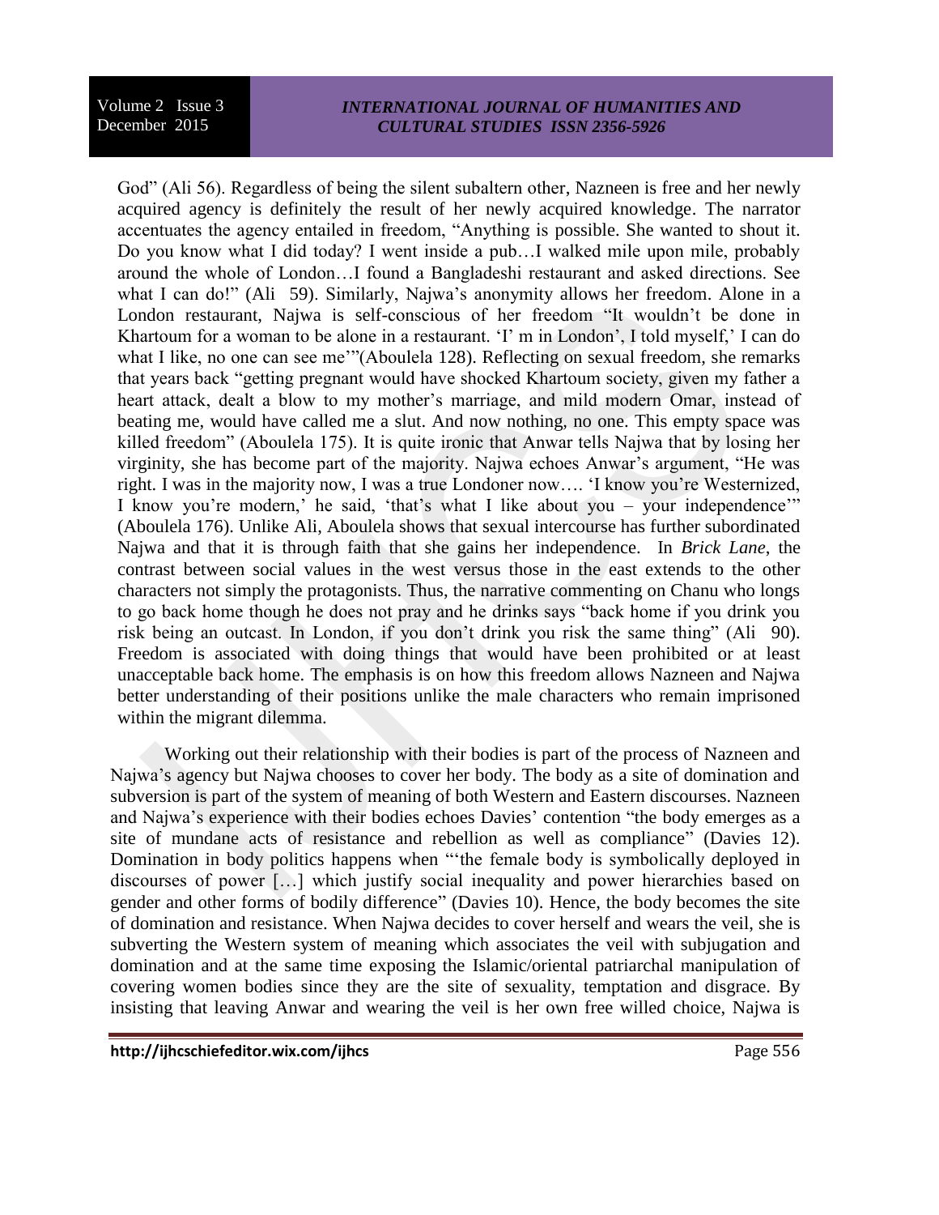God" (Ali 56). Regardless of being the silent subaltern other, Nazneen is free and her newly acquired agency is definitely the result of her newly acquired knowledge. The narrator accentuates the agency entailed in freedom, "Anything is possible. She wanted to shout it. Do you know what I did today? I went inside a pub…I walked mile upon mile, probably around the whole of London…I found a Bangladeshi restaurant and asked directions. See what I can do!" (Ali 59). Similarly, Najwa's anonymity allows her freedom. Alone in a London restaurant, Najwa is self-conscious of her freedom "It wouldn't be done in Khartoum for a woman to be alone in a restaurant. 'I' m in London', I told myself,' I can do what I like, no one can see me'"(Aboulela 128). Reflecting on sexual freedom, she remarks that years back "getting pregnant would have shocked Khartoum society, given my father a heart attack, dealt a blow to my mother's marriage, and mild modern Omar, instead of beating me, would have called me a slut. And now nothing, no one. This empty space was killed freedom" (Aboulela 175). It is quite ironic that Anwar tells Najwa that by losing her virginity, she has become part of the majority. Najwa echoes Anwar's argument, "He was right. I was in the majority now, I was a true Londoner now…. 'I know you're Westernized, I know you're modern,' he said, 'that's what I like about you – your independence'" (Aboulela 176). Unlike Ali, Aboulela shows that sexual intercourse has further subordinated Najwa and that it is through faith that she gains her independence. In *Brick Lane*, the contrast between social values in the west versus those in the east extends to the other characters not simply the protagonists. Thus, the narrative commenting on Chanu who longs to go back home though he does not pray and he drinks says "back home if you drink you risk being an outcast. In London, if you don't drink you risk the same thing" (Ali 90). Freedom is associated with doing things that would have been prohibited or at least unacceptable back home. The emphasis is on how this freedom allows Nazneen and Najwa better understanding of their positions unlike the male characters who remain imprisoned within the migrant dilemma.

Working out their relationship with their bodies is part of the process of Nazneen and Najwa's agency but Najwa chooses to cover her body. The body as a site of domination and subversion is part of the system of meaning of both Western and Eastern discourses. Nazneen and Najwa's experience with their bodies echoes Davies' contention "the body emerges as a site of mundane acts of resistance and rebellion as well as compliance" (Davies 12). Domination in body politics happens when "'the female body is symbolically deployed in discourses of power […] which justify social inequality and power hierarchies based on gender and other forms of bodily difference" (Davies 10). Hence, the body becomes the site of domination and resistance. When Najwa decides to cover herself and wears the veil, she is subverting the Western system of meaning which associates the veil with subjugation and domination and at the same time exposing the Islamic/oriental patriarchal manipulation of covering women bodies since they are the site of sexuality, temptation and disgrace. By insisting that leaving Anwar and wearing the veil is her own free willed choice, Najwa is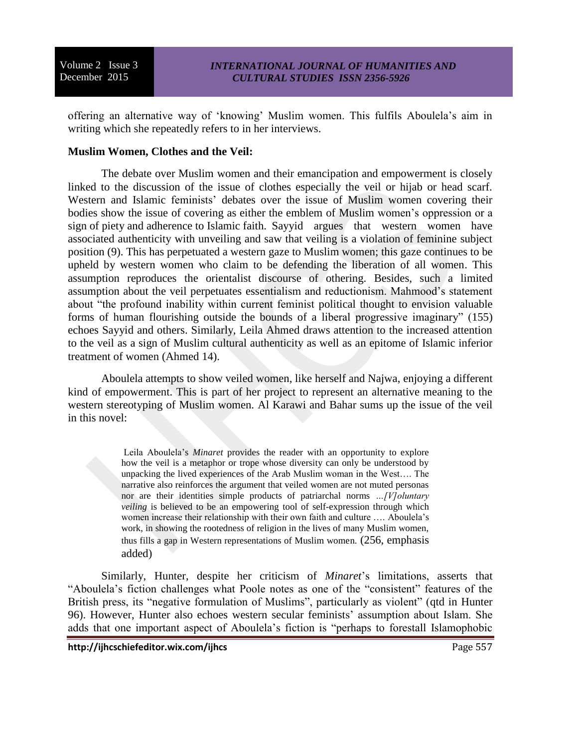offering an alternative way of 'knowing' Muslim women. This fulfils Aboulela's aim in writing which she repeatedly refers to in her interviews.

**Muslim Women, Clothes and the Veil:**

The debate over Muslim women and their emancipation and empowerment is closely linked to the discussion of the issue of clothes especially the veil or hijab or head scarf. Western and Islamic feminists' debates over the issue of Muslim women covering their bodies show the issue of covering as either the emblem of Muslim women's oppression or a sign of piety and adherence to Islamic faith. Sayyid argues that western women have associated authenticity with unveiling and saw that veiling is a violation of feminine subject position (9). This has perpetuated a western gaze to Muslim women; this gaze continues to be upheld by western women who claim to be defending the liberation of all women. This assumption reproduces the orientalist discourse of othering. Besides, such a limited assumption about the veil perpetuates essentialism and reductionism. Mahmood's statement about "the profound inability within current feminist political thought to envision valuable forms of human flourishing outside the bounds of a liberal progressive imaginary" (155) echoes Sayyid and others. Similarly, Leila Ahmed draws attention to the increased attention to the veil as a sign of Muslim cultural authenticity as well as an epitome of Islamic inferior treatment of women (Ahmed 14).

Aboulela attempts to show veiled women, like herself and Najwa, enjoying a different kind of empowerment. This is part of her project to represent an alternative meaning to the western stereotyping of Muslim women. Al Karawi and Bahar sums up the issue of the veil in this novel:

> Leila Aboulela's *Minaret* provides the reader with an opportunity to explore how the veil is a metaphor or trope whose diversity can only be understood by unpacking the lived experiences of the Arab Muslim woman in the West…. The narrative also reinforces the argument that veiled women are not muted personas nor are their identities simple products of patriarchal norms *…[V]oluntary veiling* is believed to be an empowering tool of self-expression through which women increase their relationship with their own faith and culture …. Aboulela's work, in showing the rootedness of religion in the lives of many Muslim women, thus fills a gap in Western representations of Muslim women. (256, emphasis added)

Similarly, Hunter, despite her criticism of *Minaret*'s limitations, asserts that "Aboulela's fiction challenges what Poole notes as one of the "consistent" features of the British press, its "negative formulation of Muslims", particularly as violent" (qtd in Hunter 96). However, Hunter also echoes western secular feminists' assumption about Islam. She adds that one important aspect of Aboulela's fiction is "perhaps to forestall Islamophobic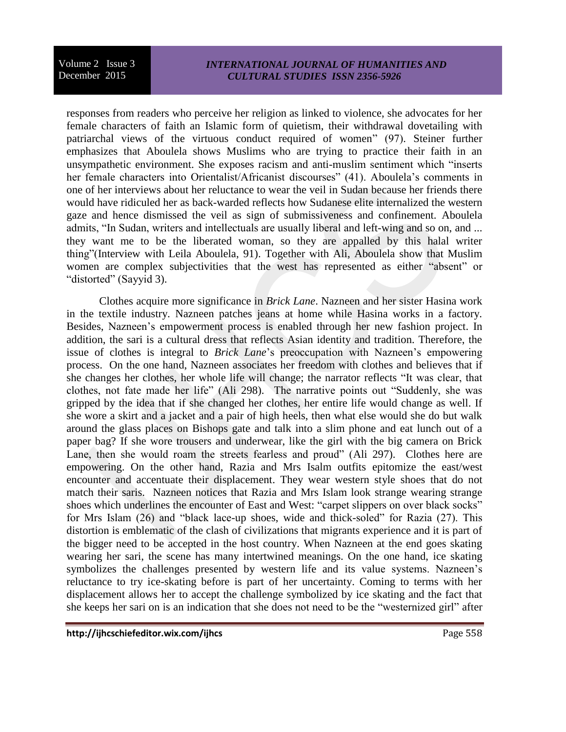responses from readers who perceive her religion as linked to violence, she advocates for her female characters of faith an Islamic form of quietism, their withdrawal dovetailing with patriarchal views of the virtuous conduct required of women" (97). Steiner further emphasizes that Aboulela shows Muslims who are trying to practice their faith in an unsympathetic environment. She exposes racism and anti-muslim sentiment which "inserts her female characters into Orientalist/Africanist discourses" (41). Aboulela's comments in one of her interviews about her reluctance to wear the veil in Sudan because her friends there would have ridiculed her as back-warded reflects how Sudanese elite internalized the western gaze and hence dismissed the veil as sign of submissiveness and confinement. Aboulela admits, "In Sudan, writers and intellectuals are usually liberal and left-wing and so on, and ... they want me to be the liberated woman, so they are appalled by this halal writer thing"(Interview with Leila Aboulela, 91). Together with Ali, Aboulela show that Muslim women are complex subjectivities that the west has represented as either "absent" or "distorted" (Sayyid 3).

Clothes acquire more significance in *Brick Lane*. Nazneen and her sister Hasina work in the textile industry. Nazneen patches jeans at home while Hasina works in a factory. Besides, Nazneen's empowerment process is enabled through her new fashion project. In addition, the sari is a cultural dress that reflects Asian identity and tradition. Therefore, the issue of clothes is integral to *Brick Lane*'s preoccupation with Nazneen's empowering process. On the one hand, Nazneen associates her freedom with clothes and believes that if she changes her clothes, her whole life will change; the narrator reflects "It was clear, that clothes, not fate made her life" (Ali 298). The narrative points out "Suddenly, she was gripped by the idea that if she changed her clothes, her entire life would change as well. If she wore a skirt and a jacket and a pair of high heels, then what else would she do but walk around the glass places on Bishops gate and talk into a slim phone and eat lunch out of a paper bag? If she wore trousers and underwear, like the girl with the big camera on Brick Lane, then she would roam the streets fearless and proud" (Ali 297). Clothes here are empowering. On the other hand, Razia and Mrs Isalm outfits epitomize the east/west encounter and accentuate their displacement. They wear western style shoes that do not match their saris. Nazneen notices that Razia and Mrs Islam look strange wearing strange shoes which underlines the encounter of East and West: "carpet slippers on over black socks" for Mrs Islam (26) and "black lace-up shoes, wide and thick-soled" for Razia (27). This distortion is emblematic of the clash of civilizations that migrants experience and it is part of the bigger need to be accepted in the host country. When Nazneen at the end goes skating wearing her sari, the scene has many intertwined meanings. On the one hand, ice skating symbolizes the challenges presented by western life and its value systems. Nazneen's reluctance to try ice-skating before is part of her uncertainty. Coming to terms with her displacement allows her to accept the challenge symbolized by ice skating and the fact that she keeps her sari on is an indication that she does not need to be the "westernized girl" after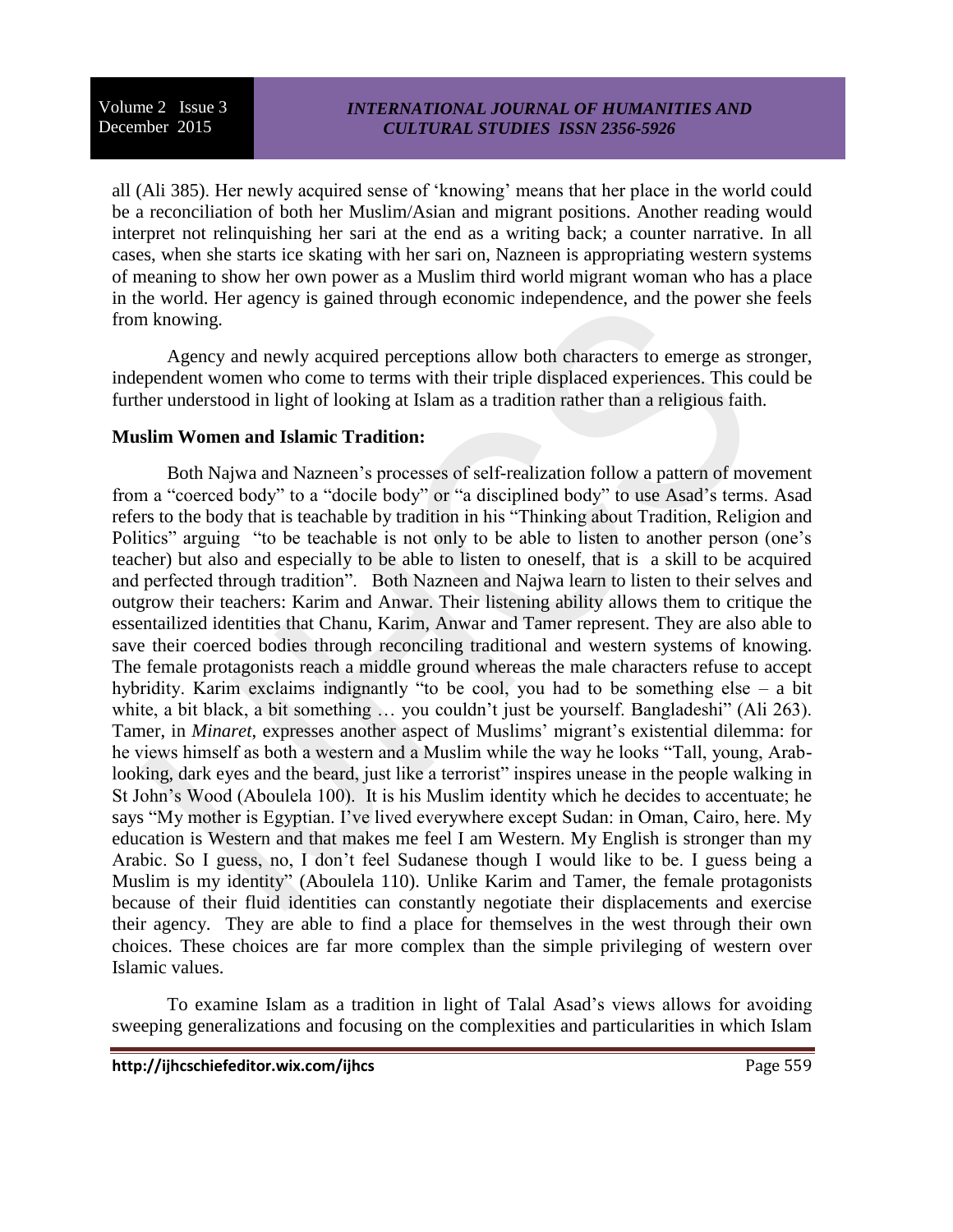all (Ali 385). Her newly acquired sense of 'knowing' means that her place in the world could be a reconciliation of both her Muslim/Asian and migrant positions. Another reading would interpret not relinquishing her sari at the end as a writing back; a counter narrative. In all cases, when she starts ice skating with her sari on, Nazneen is appropriating western systems of meaning to show her own power as a Muslim third world migrant woman who has a place in the world. Her agency is gained through economic independence, and the power she feels from knowing.

Agency and newly acquired perceptions allow both characters to emerge as stronger, independent women who come to terms with their triple displaced experiences. This could be further understood in light of looking at Islam as a tradition rather than a religious faith.

**Muslim Women and Islamic Tradition:**

Both Najwa and Nazneen's processes of self-realization follow a pattern of movement from a "coerced body" to a "docile body" or "a disciplined body" to use Asad's terms. Asad refers to the body that is teachable by tradition in his "Thinking about Tradition, Religion and Politics" arguing "to be teachable is not only to be able to listen to another person (one's teacher) but also and especially to be able to listen to oneself, that is a skill to be acquired and perfected through tradition". Both Nazneen and Najwa learn to listen to their selves and outgrow their teachers: Karim and Anwar. Their listening ability allows them to critique the essentailized identities that Chanu, Karim, Anwar and Tamer represent. They are also able to save their coerced bodies through reconciling traditional and western systems of knowing. The female protagonists reach a middle ground whereas the male characters refuse to accept hybridity. Karim exclaims indignantly "to be cool, you had to be something else – a bit white, a bit black, a bit something … you couldn't just be yourself. Bangladeshi" (Ali 263). Tamer, in *Minaret*, expresses another aspect of Muslims' migrant's existential dilemma: for he views himself as both a western and a Muslim while the way he looks "Tall, young, Arab-looking, dark eyes and the beard, just like a terrorist" inspires unease in the people walking in St John's Wood (Aboulela 100). It is his Muslim identity which he decides to accentuate; he says "My mother is Egyptian. I've lived everywhere except Sudan: in Oman, Cairo, here. My education is Western and that makes me feel I am Western. My English is stronger than my Arabic. So I guess, no, I don't feel Sudanese though I would like to be. I guess being a Muslim is my identity" (Aboulela 110). Unlike Karim and Tamer, the female protagonists because of their fluid identities can constantly negotiate their displacements and exercise their agency. They are able to find a place for themselves in the west through their own choices. These choices are far more complex than the simple privileging of western over Islamic values.

To examine Islam as a tradition in light of Talal Asad's views allows for avoiding sweeping generalizations and focusing on the complexities and particularities in which Islam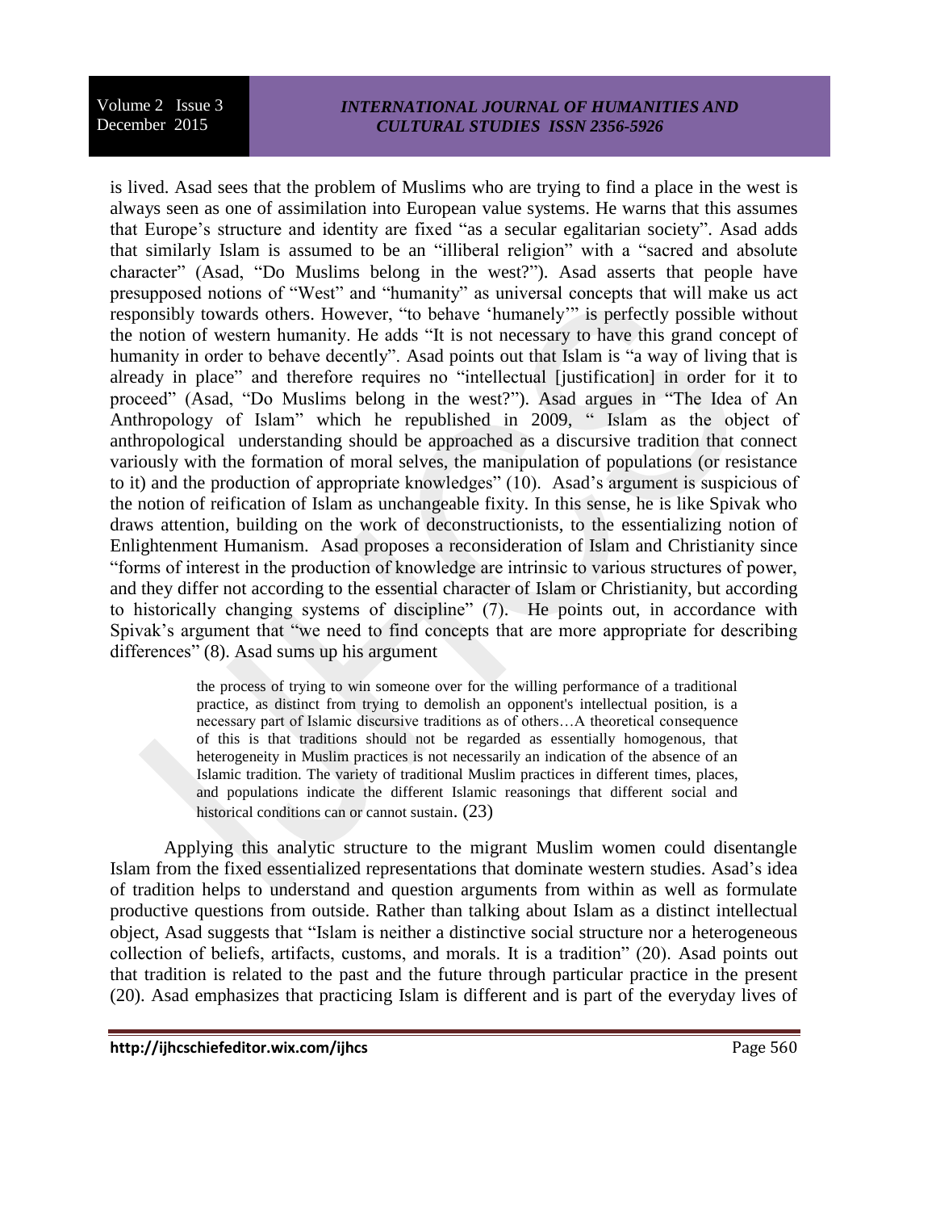is lived. Asad sees that the problem of Muslims who are trying to find a place in the west is always seen as one of assimilation into European value systems. He warns that this assumes that Europe's structure and identity are fixed "as a secular egalitarian society". Asad adds that similarly Islam is assumed to be an "illiberal religion" with a "sacred and absolute character" (Asad, "Do Muslims belong in the west?"). Asad asserts that people have presupposed notions of "West" and "humanity" as universal concepts that will make us act responsibly towards others. However, "to behave 'humanely'" is perfectly possible without the notion of western humanity. He adds "It is not necessary to have this grand concept of humanity in order to behave decently". Asad points out that Islam is "a way of living that is already in place" and therefore requires no "intellectual [justification] in order for it to proceed" (Asad, "Do Muslims belong in the west?"). Asad argues in "The Idea of An Anthropology of Islam" which he republished in 2009, " Islam as the object of anthropological understanding should be approached as a discursive tradition that connect variously with the formation of moral selves, the manipulation of populations (or resistance to it) and the production of appropriate knowledges" (10). Asad's argument is suspicious of the notion of reification of Islam as unchangeable fixity. In this sense, he is like Spivak who draws attention, building on the work of deconstructionists, to the essentializing notion of Enlightenment Humanism. Asad proposes a reconsideration of Islam and Christianity since "forms of interest in the production of knowledge are intrinsic to various structures of power, and they differ not according to the essential character of Islam or Christianity, but according to historically changing systems of discipline" (7). He points out, in accordance with Spivak's argument that "we need to find concepts that are more appropriate for describing differences" (8). Asad sums up his argument

> the process of trying to win someone over for the willing performance of a traditional practice, as distinct from trying to demolish an opponent's intellectual position, is a necessary part of Islamic discursive traditions as of others…A theoretical consequence of this is that traditions should not be regarded as essentially homogenous, that heterogeneity in Muslim practices is not necessarily an indication of the absence of an Islamic tradition. The variety of traditional Muslim practices in different times, places, and populations indicate the different Islamic reasonings that different social and historical conditions can or cannot sustain. (23)

Applying this analytic structure to the migrant Muslim women could disentangle Islam from the fixed essentialized representations that dominate western studies. Asad's idea of tradition helps to understand and question arguments from within as well as formulate productive questions from outside. Rather than talking about Islam as a distinct intellectual object, Asad suggests that "Islam is neither a distinctive social structure nor a heterogeneous collection of beliefs, artifacts, customs, and morals. It is a tradition" (20). Asad points out that tradition is related to the past and the future through particular practice in the present (20). Asad emphasizes that practicing Islam is different and is part of the everyday lives of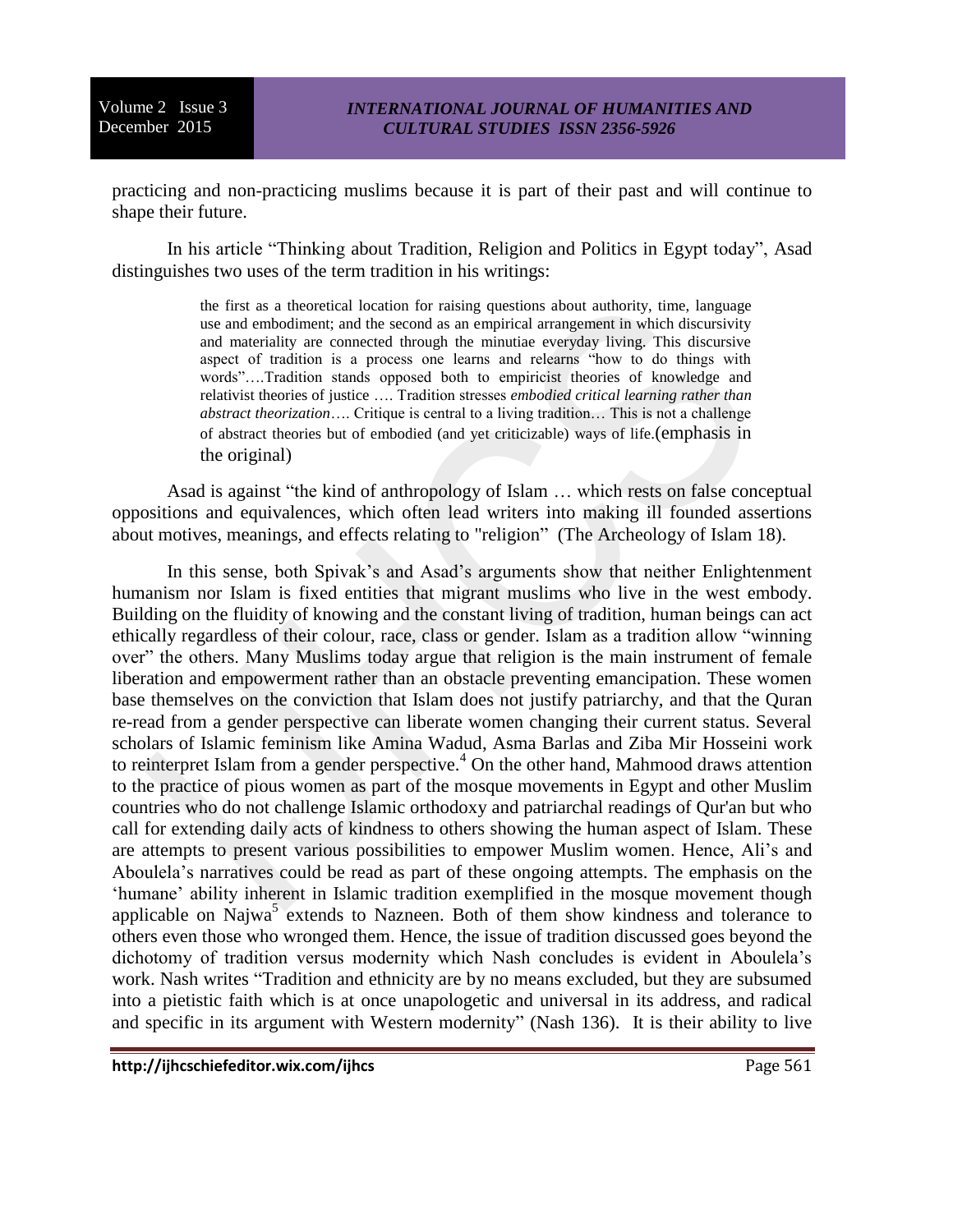practicing and non-practicing muslims because it is part of their past and will continue to shape their future.

In his article "Thinking about Tradition, Religion and Politics in Egypt today", Asad distinguishes two uses of the term tradition in his writings:

> the first as a theoretical location for raising questions about authority, time, language use and embodiment; and the second as an empirical arrangement in which discursivity and materiality are connected through the minutiae everyday living. This discursive aspect of tradition is a process one learns and relearns "how to do things with words"….Tradition stands opposed both to empiricist theories of knowledge and relativist theories of justice …. Tradition stresses *embodied critical learning rather than abstract theorization*…. Critique is central to a living tradition… This is not a challenge of abstract theories but of embodied (and yet criticizable) ways of life.(emphasis in the original)

Asad is against "the kind of anthropology of Islam … which rests on false conceptual oppositions and equivalences, which often lead writers into making ill founded assertions about motives, meanings, and effects relating to "religion" (The Archeology of Islam 18).

In this sense, both Spivak's and Asad's arguments show that neither Enlightenment humanism nor Islam is fixed entities that migrant muslims who live in the west embody. Building on the fluidity of knowing and the constant living of tradition, human beings can act ethically regardless of their colour, race, class or gender. Islam as a tradition allow "winning over" the others. Many Muslims today argue that religion is the main instrument of female liberation and empowerment rather than an obstacle preventing emancipation. These women base themselves on the conviction that Islam does not justify patriarchy, and that the Quran re-read from a gender perspective can liberate women changing their current status. Several scholars of Islamic feminism like Amina Wadud, Asma Barlas and Ziba Mir Hosseini work to reinterpret Islam from a gender perspective.[4] On the other hand, Mahmood draws attention to the practice of pious women as part of the mosque movements in Egypt and other Muslim countries who do not challenge Islamic orthodoxy and patriarchal readings of Qur'an but who call for extending daily acts of kindness to others showing the human aspect of Islam. These are attempts to present various possibilities to empower Muslim women. Hence, Ali's and Aboulela's narratives could be read as part of these ongoing attempts. The emphasis on the 'humane' ability inherent in Islamic tradition exemplified in the mosque movement though applicable on Najwa[5] extends to Nazneen. Both of them show kindness and tolerance to others even those who wronged them. Hence, the issue of tradition discussed goes beyond the dichotomy of tradition versus modernity which Nash concludes is evident in Aboulela's work. Nash writes "Tradition and ethnicity are by no means excluded, but they are subsumed into a pietistic faith which is at once unapologetic and universal in its address, and radical and specific in its argument with Western modernity" (Nash 136). It is their ability to live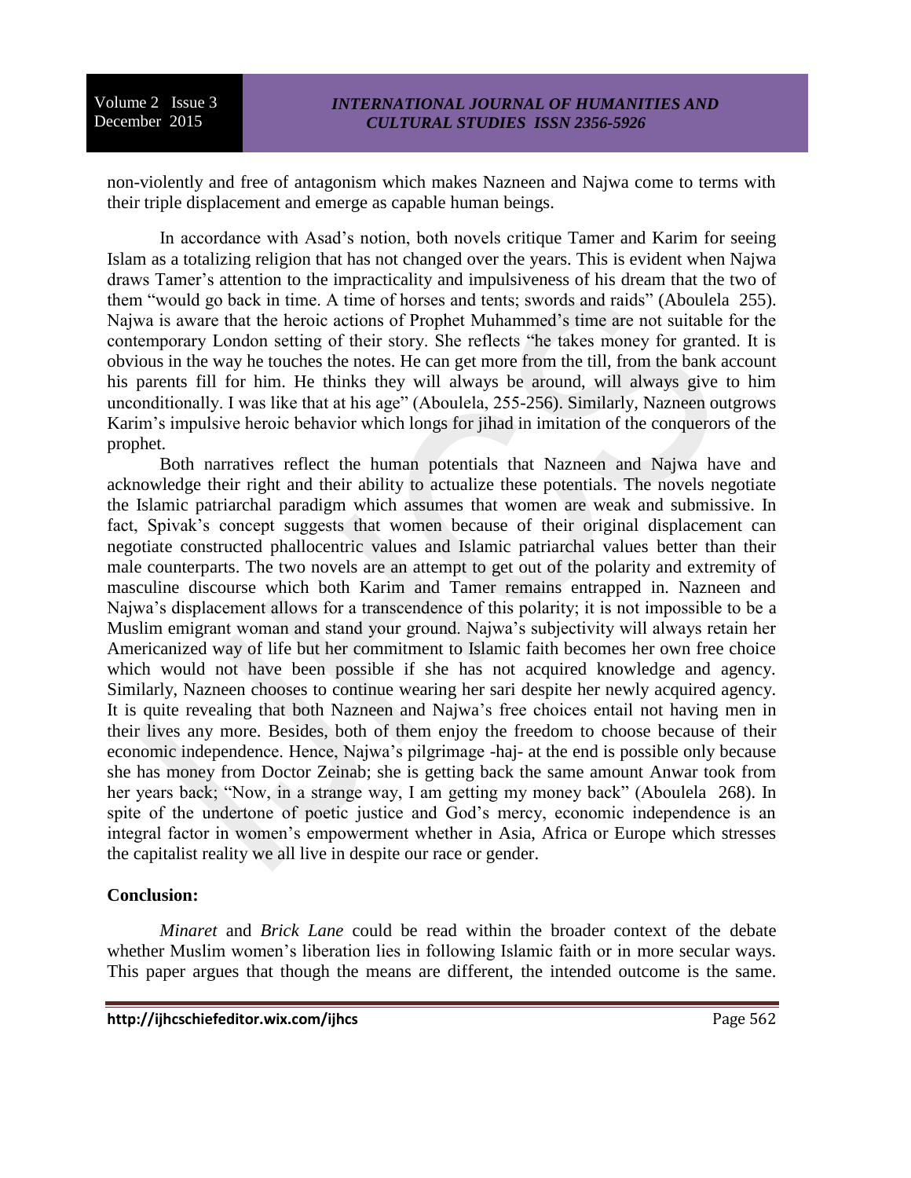non-violently and free of antagonism which makes Nazneen and Najwa come to terms with their triple displacement and emerge as capable human beings.

In accordance with Asad's notion, both novels critique Tamer and Karim for seeing Islam as a totalizing religion that has not changed over the years. This is evident when Najwa draws Tamer's attention to the impracticality and impulsiveness of his dream that the two of them "would go back in time. A time of horses and tents; swords and raids" (Aboulela 255). Najwa is aware that the heroic actions of Prophet Muhammed's time are not suitable for the contemporary London setting of their story. She reflects "he takes money for granted. It is obvious in the way he touches the notes. He can get more from the till, from the bank account his parents fill for him. He thinks they will always be around, will always give to him unconditionally. I was like that at his age" (Aboulela, 255-256). Similarly, Nazneen outgrows Karim's impulsive heroic behavior which longs for jihad in imitation of the conquerors of the prophet.

Both narratives reflect the human potentials that Nazneen and Najwa have and acknowledge their right and their ability to actualize these potentials. The novels negotiate the Islamic patriarchal paradigm which assumes that women are weak and submissive. In fact, Spivak's concept suggests that women because of their original displacement can negotiate constructed phallocentric values and Islamic patriarchal values better than their male counterparts. The two novels are an attempt to get out of the polarity and extremity of masculine discourse which both Karim and Tamer remains entrapped in. Nazneen and Najwa's displacement allows for a transcendence of this polarity; it is not impossible to be a Muslim emigrant woman and stand your ground. Najwa's subjectivity will always retain her Americanized way of life but her commitment to Islamic faith becomes her own free choice which would not have been possible if she has not acquired knowledge and agency. Similarly, Nazneen chooses to continue wearing her sari despite her newly acquired agency. It is quite revealing that both Nazneen and Najwa's free choices entail not having men in their lives any more. Besides, both of them enjoy the freedom to choose because of their economic independence. Hence, Najwa's pilgrimage -haj- at the end is possible only because she has money from Doctor Zeinab; she is getting back the same amount Anwar took from her years back; "Now, in a strange way, I am getting my money back" (Aboulela 268). In spite of the undertone of poetic justice and God's mercy, economic independence is an integral factor in women's empowerment whether in Asia, Africa or Europe which stresses the capitalist reality we all live in despite our race or gender.

**Conclusion:**

*Minaret* and *Brick Lane* could be read within the broader context of the debate whether Muslim women's liberation lies in following Islamic faith or in more secular ways. This paper argues that though the means are different, the intended outcome is the same.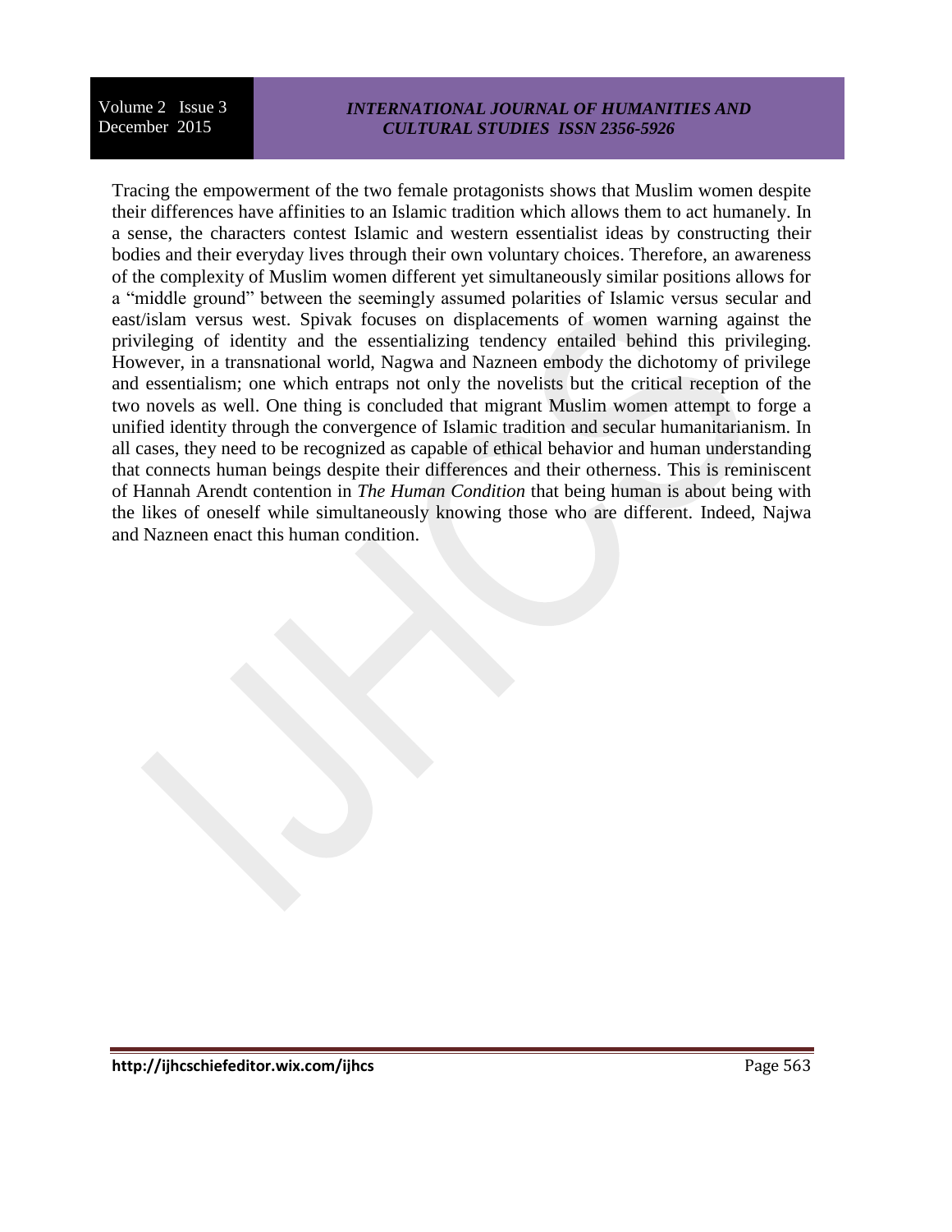Tracing the empowerment of the two female protagonists shows that Muslim women despite their differences have affinities to an Islamic tradition which allows them to act humanely. In a sense, the characters contest Islamic and western essentialist ideas by constructing their bodies and their everyday lives through their own voluntary choices. Therefore, an awareness of the complexity of Muslim women different yet simultaneously similar positions allows for a "middle ground" between the seemingly assumed polarities of Islamic versus secular and east/islam versus west. Spivak focuses on displacements of women warning against the privileging of identity and the essentializing tendency entailed behind this privileging. However, in a transnational world, Nagwa and Nazneen embody the dichotomy of privilege and essentialism; one which entraps not only the novelists but the critical reception of the two novels as well. One thing is concluded that migrant Muslim women attempt to forge a unified identity through the convergence of Islamic tradition and secular humanitarianism. In all cases, they need to be recognized as capable of ethical behavior and human understanding that connects human beings despite their differences and their otherness. This is reminiscent of Hannah Arendt contention in *The Human Condition* that being human is about being with the likes of oneself while simultaneously knowing those who are different. Indeed, Najwa and Nazneen enact this human condition.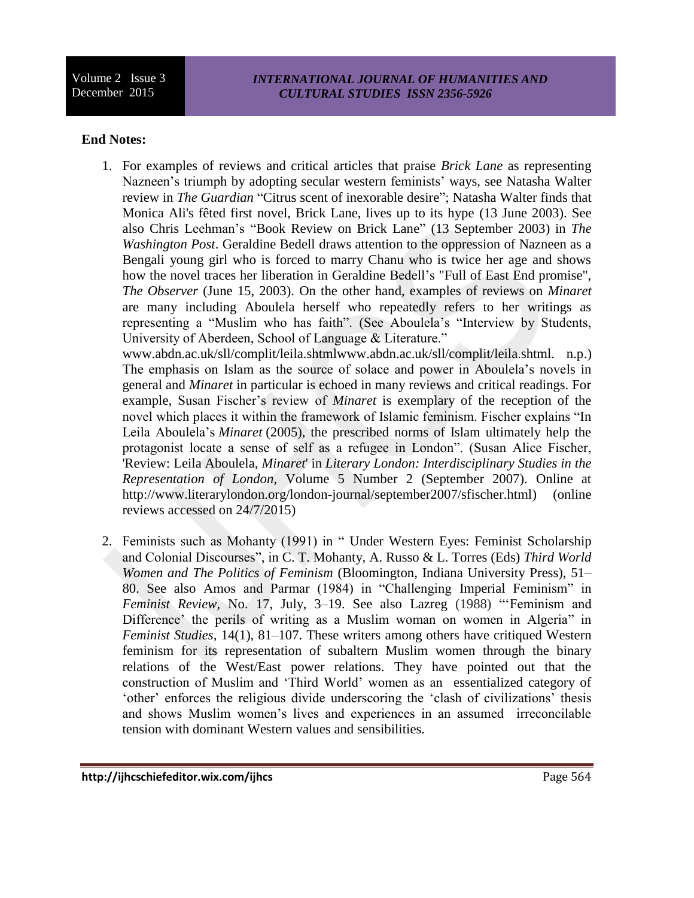**End Notes:**

1. For examples of reviews and critical articles that praise *Brick Lane* as representing Nazneen's triumph by adopting secular western feminists' ways, see Natasha Walter review in *The Guardian* "Citrus scent of inexorable desire"; Natasha Walter finds that Monica Ali's fêted first novel, Brick Lane, lives up to its hype (13 June 2003). See also Chris Leehman's "Book Review on Brick Lane" (13 September 2003) in *The Washington Post*. Geraldine Bedell draws attention to the oppression of Nazneen as a Bengali young girl who is forced to marry Chanu who is twice her age and shows how the novel traces her liberation in Geraldine Bedell's "Full of East End promise", *The Observer* (June 15, 2003). On the other hand, examples of reviews on *Minaret* are many including Aboulela herself who repeatedly refers to her writings as representing a "Muslim who has faith". (See Aboulela's "Interview by Students, University of Aberdeen, School of Language & Literature."
   www.abdn.ac.uk/sll/complit/leila.shtmlwww.abdn.ac.uk/sll/complit/leila.shtml. n.p.) The emphasis on Islam as the source of solace and power in Aboulela's novels in general and *Minaret* in particular is echoed in many reviews and critical readings. For example, Susan Fischer's review of *Minaret* is exemplary of the reception of the novel which places it within the framework of Islamic feminism. Fischer explains "In Leila Aboulela's *Minaret* (2005), the prescribed norms of Islam ultimately help the protagonist locate a sense of self as a refugee in London". (Susan Alice Fischer, 'Review: Leila Aboulela, *Minaret*' in *Literary London: Interdisciplinary Studies in the Representation of London,* Volume 5 Number 2 (September 2007). Online at http://www.literarylondon.org/london-journal/september2007/sfischer.html) (online reviews accessed on 24/7/2015)

2. Feminists such as Mohanty (1991) in " Under Western Eyes: Feminist Scholarship and Colonial Discourses", in C. T. Mohanty, A. Russo & L. Torres (Eds) *Third World Women and The Politics of Feminism* (Bloomington, Indiana University Press), 51–80. See also Amos and Parmar (1984) in "Challenging Imperial Feminism" in *Feminist Review*, No. 17, July, 3–19. See also Lazreg (1988) "'Feminism and Difference' the perils of writing as a Muslim woman on women in Algeria" in *Feminist Studies,* 14(1), 81–107. These writers among others have critiqued Western feminism for its representation of subaltern Muslim women through the binary relations of the West/East power relations. They have pointed out that the construction of Muslim and 'Third World' women as an essentialized category of 'other' enforces the religious divide underscoring the 'clash of civilizations' thesis and shows Muslim women's lives and experiences in an assumed irreconcilable tension with dominant Western values and sensibilities.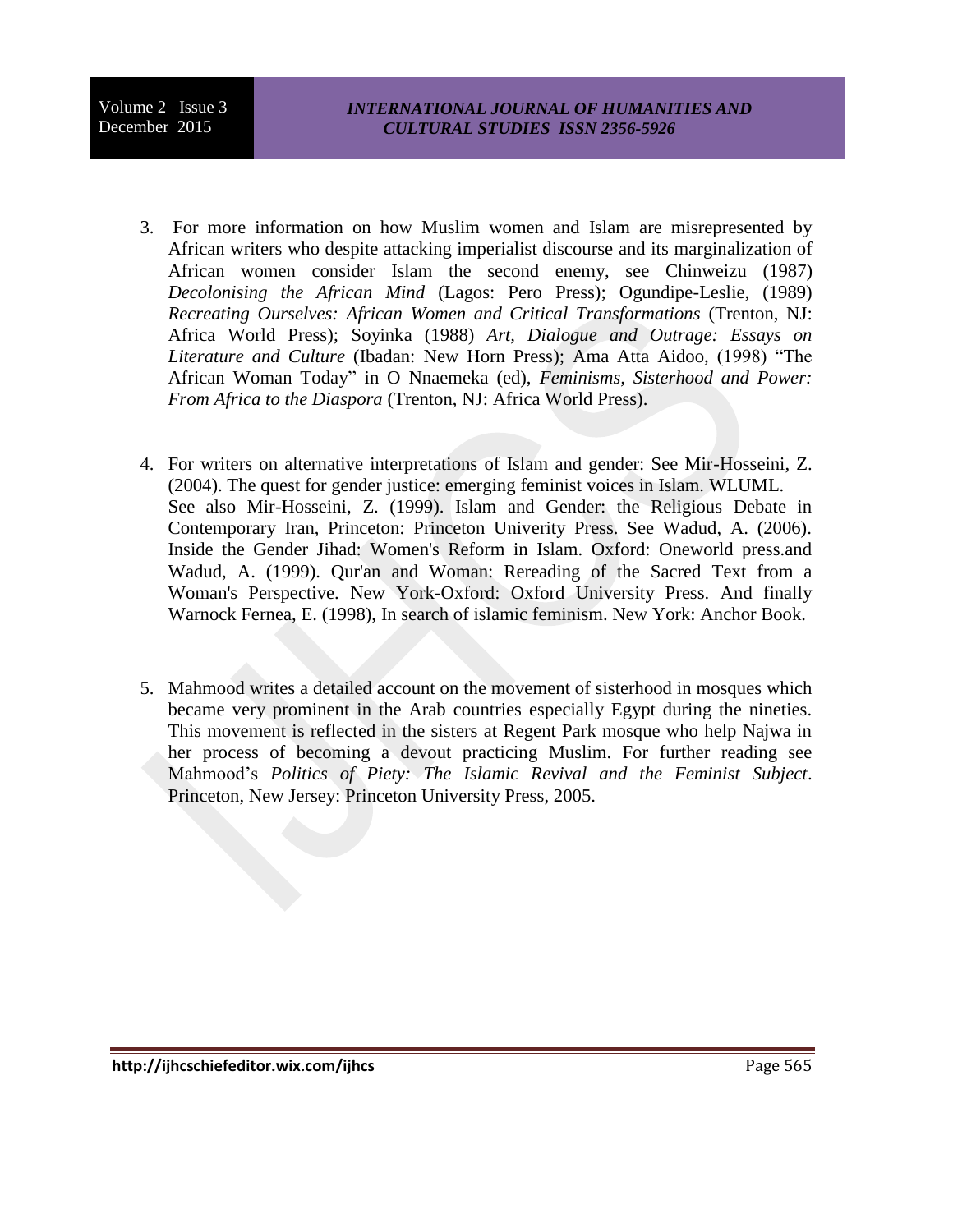3. For more information on how Muslim women and Islam are misrepresented by African writers who despite attacking imperialist discourse and its marginalization of African women consider Islam the second enemy, see Chinweizu (1987) *Decolonising the African Mind* (Lagos: Pero Press); Ogundipe-Leslie, (1989) *Recreating Ourselves: African Women and Critical Transformations* (Trenton, NJ: Africa World Press); Soyinka (1988) *Art, Dialogue and Outrage: Essays on Literature and Culture* (Ibadan: New Horn Press); Ama Atta Aidoo, (1998) "The African Woman Today" in O Nnaemeka (ed), *Feminisms, Sisterhood and Power: From Africa to the Diaspora* (Trenton, NJ: Africa World Press).

4. For writers on alternative interpretations of Islam and gender: See Mir-Hosseini, Z. (2004). The quest for gender justice: emerging feminist voices in Islam. WLUML. See also Mir-Hosseini, Z. (1999). Islam and Gender: the Religious Debate in Contemporary Iran, Princeton: Princeton Univerity Press. See Wadud, A. (2006). Inside the Gender Jihad: Women's Reform in Islam. Oxford: Oneworld press.and Wadud, A. (1999). Qur'an and Woman: Rereading of the Sacred Text from a Woman's Perspective. New York-Oxford: Oxford University Press. And finally Warnock Fernea, E. (1998), In search of islamic feminism. New York: Anchor Book.

5. Mahmood writes a detailed account on the movement of sisterhood in mosques which became very prominent in the Arab countries especially Egypt during the nineties. This movement is reflected in the sisters at Regent Park mosque who help Najwa in her process of becoming a devout practicing Muslim. For further reading see Mahmood's *Politics of Piety: The Islamic Revival and the Feminist Subject*. Princeton, New Jersey: Princeton University Press, 2005.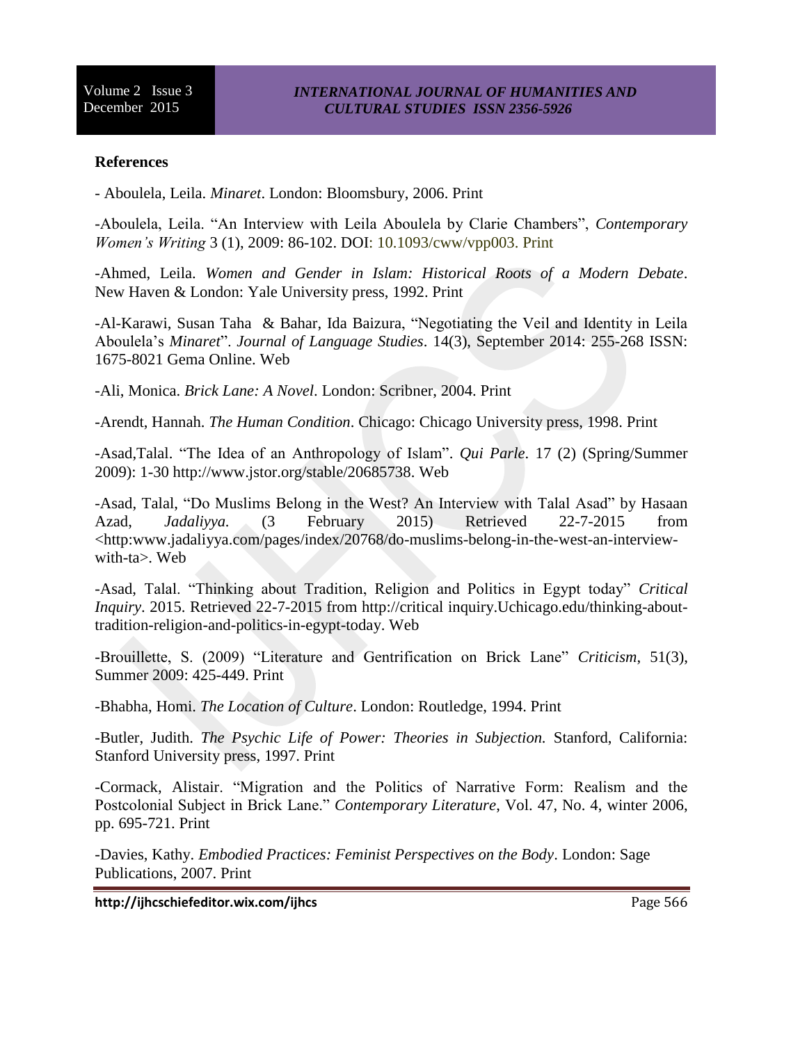**References**

- Aboulela, Leila. *Minaret*. London: Bloomsbury, 2006. Print

-Aboulela, Leila. "An Interview with Leila Aboulela by Clarie Chambers", *Contemporary Women's Writing* 3 (1), 2009: 86-102. DOI: 10.1093/cww/vpp003. Print

-Ahmed, Leila. *Women and Gender in Islam: Historical Roots of a Modern Debate*. New Haven & London: Yale University press, 1992. Print

-Al-Karawi, Susan Taha & Bahar, Ida Baizura, "Negotiating the Veil and Identity in Leila Aboulela's *Minaret*". *Journal of Language Studies*. 14(3), September 2014: 255-268 ISSN: 1675-8021 Gema Online. Web

-Ali, Monica. *Brick Lane: A Novel*. London: Scribner, 2004. Print

-Arendt, Hannah. *The Human Condition*. Chicago: Chicago University press, 1998. Print

-Asad,Talal. "The Idea of an Anthropology of Islam". *Qui Parle*. 17 (2) (Spring/Summer 2009): 1-30 http://www.jstor.org/stable/20685738. Web

-Asad, Talal, "Do Muslims Belong in the West? An Interview with Talal Asad" by Hasaan Azad, *Jadaliyya.* (3 February 2015) Retrieved 22-7-2015 from <http:www.jadaliyya.com/pages/index/20768/do-muslims-belong-in-the-west-an-interview-with-ta>. Web

-Asad, Talal. "Thinking about Tradition, Religion and Politics in Egypt today" *Critical Inquiry*. 2015. Retrieved 22-7-2015 from http://critical inquiry.Uchicago.edu/thinking-about-tradition-religion-and-politics-in-egypt-today. Web

-Brouillette, S. (2009) "Literature and Gentrification on Brick Lane" *Criticism,* 51(3), Summer 2009: 425-449. Print

-Bhabha, Homi. *The Location of Culture*. London: Routledge, 1994. Print

-Butler, Judith. *The Psychic Life of Power: Theories in Subjection.* Stanford, California: Stanford University press, 1997. Print

-Cormack, Alistair. "Migration and the Politics of Narrative Form: Realism and the Postcolonial Subject in Brick Lane." *Contemporary Literature*, Vol. 47, No. 4, winter 2006, pp. 695-721. Print

-Davies, Kathy. *Embodied Practices: Feminist Perspectives on the Body*. London: Sage Publications, 2007. Print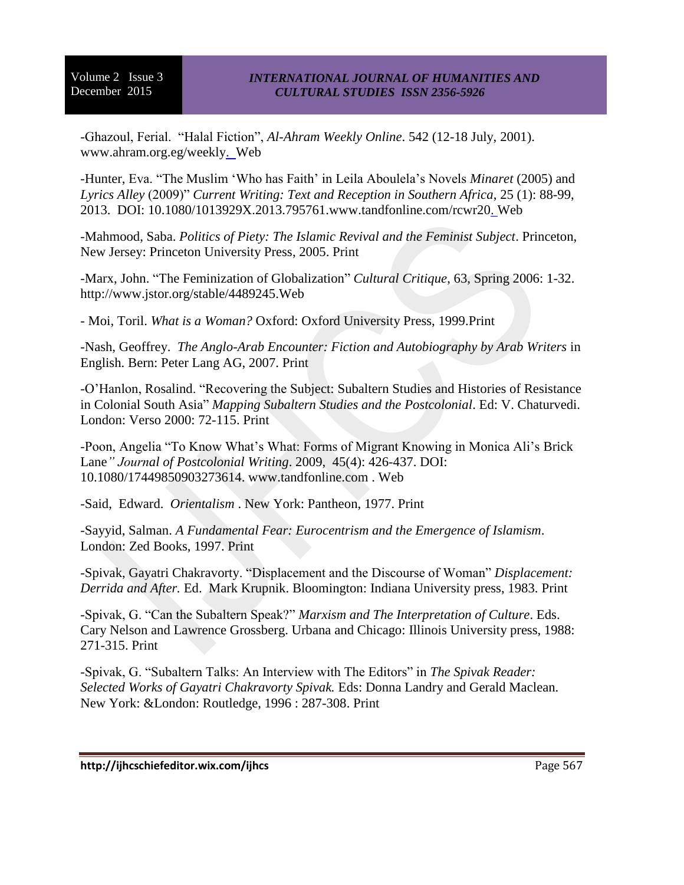-Ghazoul, Ferial. "Halal Fiction", *Al-Ahram Weekly Online*. 542 (12-18 July, 2001). www.ahram.org.eg/weekly. Web

-Hunter, Eva. "The Muslim 'Who has Faith' in Leila Aboulela's Novels *Minaret* (2005) and *Lyrics Alley* (2009)" *Current Writing: Text and Reception in Southern Africa*, 25 (1): 88-99, 2013. DOI: 10.1080/1013929X.2013.795761.www.tandfonline.com/rcwr20. Web

-Mahmood, Saba. *Politics of Piety: The Islamic Revival and the Feminist Subject*. Princeton, New Jersey: Princeton University Press, 2005. Print

-Marx, John. "The Feminization of Globalization" *Cultural Critique*, 63, Spring 2006: 1-32. http://www.jstor.org/stable/4489245.Web

- Moi, Toril. *What is a Woman?* Oxford: Oxford University Press, 1999.Print

-Nash, Geoffrey. *The Anglo-Arab Encounter: Fiction and Autobiography by Arab Writers* in English. Bern: Peter Lang AG, 2007. Print

-O'Hanlon, Rosalind. "Recovering the Subject: Subaltern Studies and Histories of Resistance in Colonial South Asia" *Mapping Subaltern Studies and the Postcolonial*. Ed: V. Chaturvedi. London: Verso 2000: 72-115. Print

-Poon, Angelia "To Know What's What: Forms of Migrant Knowing in Monica Ali's Brick Lane*" Journal of Postcolonial Writing*. 2009, 45(4): 426-437. DOI: 10.1080/17449850903273614. www.tandfonline.com . Web

-Said, Edward. *Orientalism* . New York: Pantheon, 1977. Print

-Sayyid, Salman. *A Fundamental Fear: Eurocentrism and the Emergence of Islamism*. London: Zed Books, 1997. Print

-Spivak, Gayatri Chakravorty. "Displacement and the Discourse of Woman" *Displacement: Derrida and After.* Ed. Mark Krupnik. Bloomington: Indiana University press, 1983. Print

-Spivak, G. "Can the Subaltern Speak?" *Marxism and The Interpretation of Culture*. Eds. Cary Nelson and Lawrence Grossberg. Urbana and Chicago: Illinois University press, 1988: 271-315. Print

-Spivak, G. "Subaltern Talks: An Interview with The Editors" in *The Spivak Reader: Selected Works of Gayatri Chakravorty Spivak.* Eds: Donna Landry and Gerald Maclean. New York: &London: Routledge, 1996 : 287-308. Print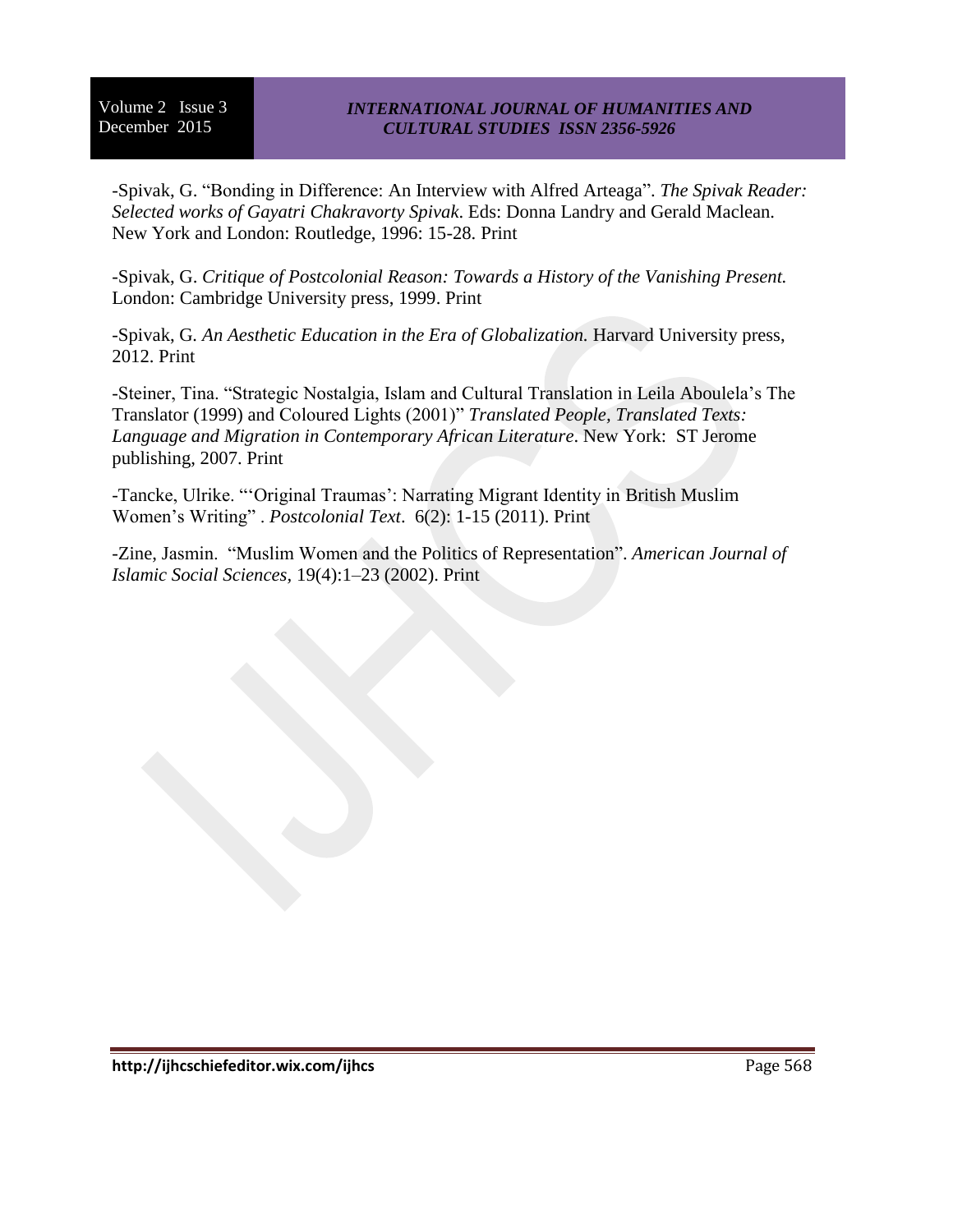-Spivak, G. “Bonding in Difference: An Interview with Alfred Arteaga”. *The Spivak Reader: Selected works of Gayatri Chakravorty Spivak*. Eds: Donna Landry and Gerald Maclean. New York and London: Routledge, 1996: 15-28. Print

-Spivak, G. *Critique of Postcolonial Reason: Towards a History of the Vanishing Present.* London: Cambridge University press, 1999. Print

-Spivak, G. *An Aesthetic Education in the Era of Globalization.* Harvard University press, 2012. Print

-Steiner, Tina. “Strategic Nostalgia, Islam and Cultural Translation in Leila Aboulela’s The Translator (1999) and Coloured Lights (2001)” *Translated People, Translated Texts: Language and Migration in Contemporary African Literature*. New York: ST Jerome publishing, 2007. Print

-Tancke, Ulrike. “‘Original Traumas’: Narrating Migrant Identity in British Muslim Women’s Writing” . *Postcolonial Text*. 6(2): 1-15 (2011). Print

-Zine, Jasmin. “Muslim Women and the Politics of Representation”. *American Journal of Islamic Social Sciences,* 19(4):1–23 (2002). Print